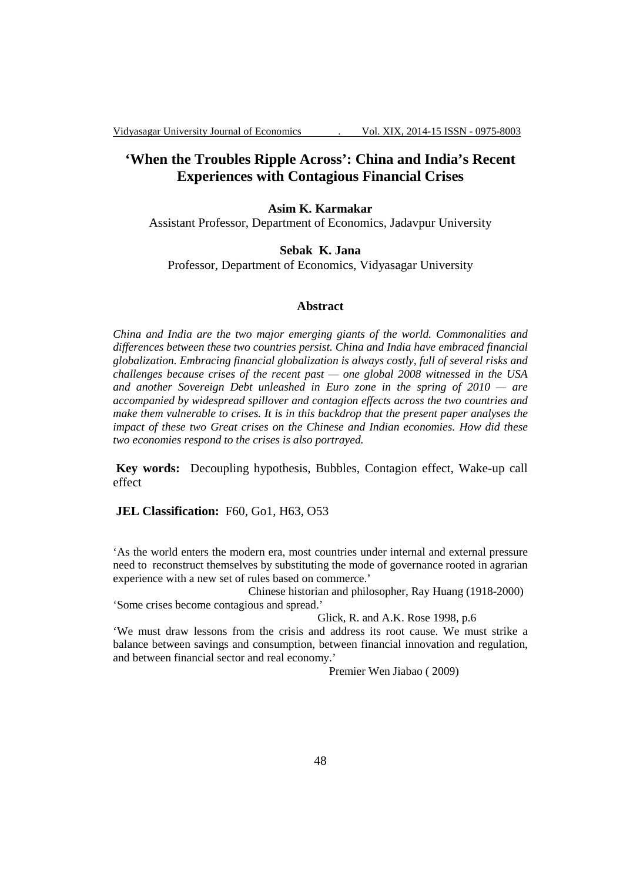# 'When the Troubles Ripple Across': China and India's Recent Experiences with Contagious Financial Crises

**Asim K. Karmakar**
Assistant Professor, Department of Economics, Jadavpur University

**Sebak K. Jana**
Professor, Department of Economics, Vidyasagar University

## Abstract

*China and India are the two major emerging giants of the world. Commonalities and differences between these two countries persist. China and India have embraced financial globalization. Embracing financial globalization is always costly, full of several risks and challenges because crises of the recent past — one global 2008 witnessed in the USA and another Sovereign Debt unleashed in Euro zone in the spring of 2010 — are accompanied by widespread spillover and contagion effects across the two countries and make them vulnerable to crises. It is in this backdrop that the present paper analyses the impact of these two Great crises on the Chinese and Indian economies. How did these two economies respond to the crises is also portrayed.*

**Key words:** Decoupling hypothesis, Bubbles, Contagion effect, Wake-up call effect

**JEL Classification:** F60, Go1, H63, O53

'As the world enters the modern era, most countries under internal and external pressure need to reconstruct themselves by substituting the mode of governance rooted in agrarian experience with a new set of rules based on commerce.'

Chinese historian and philosopher, Ray Huang (1918-2000)

'Some crises become contagious and spread.'

Glick, R. and A.K. Rose 1998, p.6

'We must draw lessons from the crisis and address its root cause. We must strike a balance between savings and consumption, between financial innovation and regulation, and between financial sector and real economy.'

Premier Wen Jiabao ( 2009)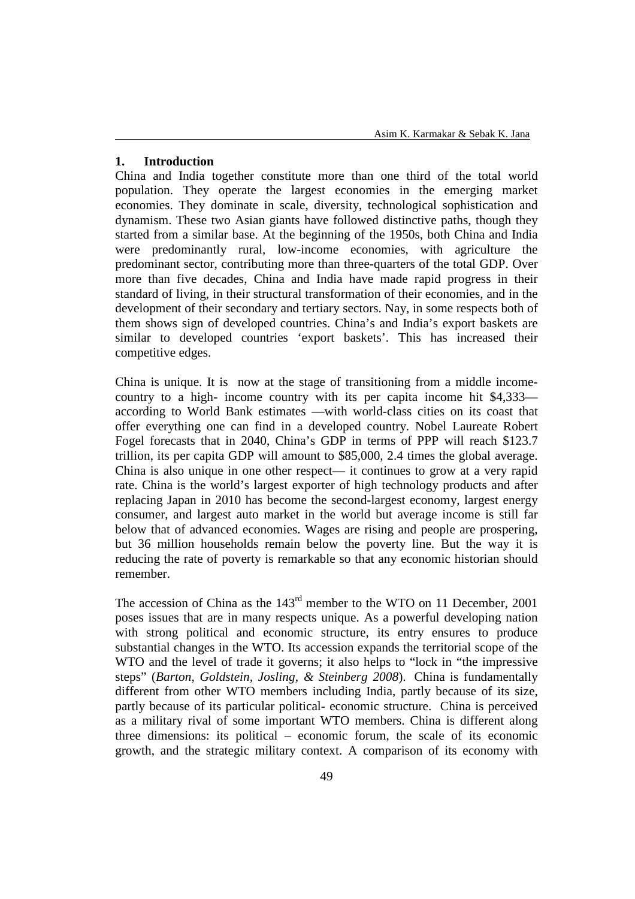## 1. Introduction

China and India together constitute more than one third of the total world population. They operate the largest economies in the emerging market economies. They dominate in scale, diversity, technological sophistication and dynamism. These two Asian giants have followed distinctive paths, though they started from a similar base. At the beginning of the 1950s, both China and India were predominantly rural, low-income economies, with agriculture the predominant sector, contributing more than three-quarters of the total GDP. Over more than five decades, China and India have made rapid progress in their standard of living, in their structural transformation of their economies, and in the development of their secondary and tertiary sectors. Nay, in some respects both of them shows sign of developed countries. China's and India's export baskets are similar to developed countries 'export baskets'. This has increased their competitive edges.

China is unique. It is now at the stage of transitioning from a middle income-country to a high- income country with its per capita income hit $4,333—according to World Bank estimates —with world-class cities on its coast that offer everything one can find in a developed country. Nobel Laureate Robert Fogel forecasts that in 2040, China's GDP in terms of PPP will reach $123.7 trillion, its per capita GDP will amount to $85,000, 2.4 times the global average. China is also unique in one other respect— it continues to grow at a very rapid rate. China is the world's largest exporter of high technology products and after replacing Japan in 2010 has become the second-largest economy, largest energy consumer, and largest auto market in the world but average income is still far below that of advanced economies. Wages are rising and people are prospering, but 36 million households remain below the poverty line. But the way it is reducing the rate of poverty is remarkable so that any economic historian should remember.

The accession of China as the 143rd member to the WTO on 11 December, 2001 poses issues that are in many respects unique. As a powerful developing nation with strong political and economic structure, its entry ensures to produce substantial changes in the WTO. Its accession expands the territorial scope of the WTO and the level of trade it governs; it also helps to "lock in "the impressive steps" (*Barton, Goldstein, Josling, & Steinberg 2008*). China is fundamentally different from other WTO members including India, partly because of its size, partly because of its particular political- economic structure. China is perceived as a military rival of some important WTO members. China is different along three dimensions: its political – economic forum, the scale of its economic growth, and the strategic military context. A comparison of its economy with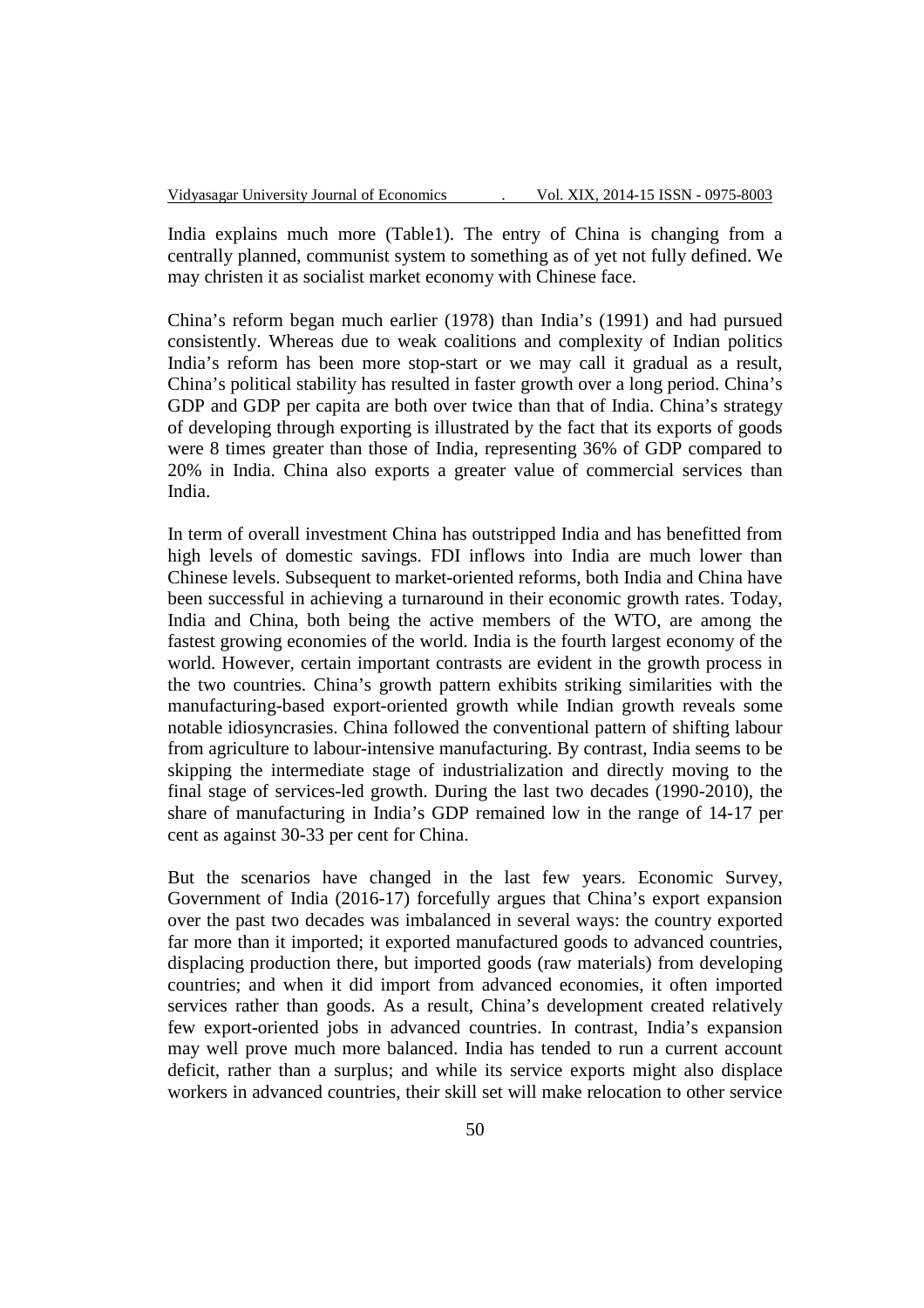India explains much more (Table1). The entry of China is changing from a centrally planned, communist system to something as of yet not fully defined. We may christen it as socialist market economy with Chinese face.

China's reform began much earlier (1978) than India's (1991) and had pursued consistently. Whereas due to weak coalitions and complexity of Indian politics India's reform has been more stop-start or we may call it gradual as a result, China's political stability has resulted in faster growth over a long period. China's GDP and GDP per capita are both over twice than that of India. China's strategy of developing through exporting is illustrated by the fact that its exports of goods were 8 times greater than those of India, representing 36% of GDP compared to 20% in India. China also exports a greater value of commercial services than India.

In term of overall investment China has outstripped India and has benefitted from high levels of domestic savings. FDI inflows into India are much lower than Chinese levels. Subsequent to market-oriented reforms, both India and China have been successful in achieving a turnaround in their economic growth rates. Today, India and China, both being the active members of the WTO, are among the fastest growing economies of the world. India is the fourth largest economy of the world. However, certain important contrasts are evident in the growth process in the two countries. China's growth pattern exhibits striking similarities with the manufacturing-based export-oriented growth while Indian growth reveals some notable idiosyncrasies. China followed the conventional pattern of shifting labour from agriculture to labour-intensive manufacturing. By contrast, India seems to be skipping the intermediate stage of industrialization and directly moving to the final stage of services-led growth. During the last two decades (1990-2010), the share of manufacturing in India's GDP remained low in the range of 14-17 per cent as against 30-33 per cent for China.

But the scenarios have changed in the last few years. Economic Survey, Government of India (2016-17) forcefully argues that China's export expansion over the past two decades was imbalanced in several ways: the country exported far more than it imported; it exported manufactured goods to advanced countries, displacing production there, but imported goods (raw materials) from developing countries; and when it did import from advanced economies, it often imported services rather than goods. As a result, China's development created relatively few export-oriented jobs in advanced countries. In contrast, India's expansion may well prove much more balanced. India has tended to run a current account deficit, rather than a surplus; and while its service exports might also displace workers in advanced countries, their skill set will make relocation to other service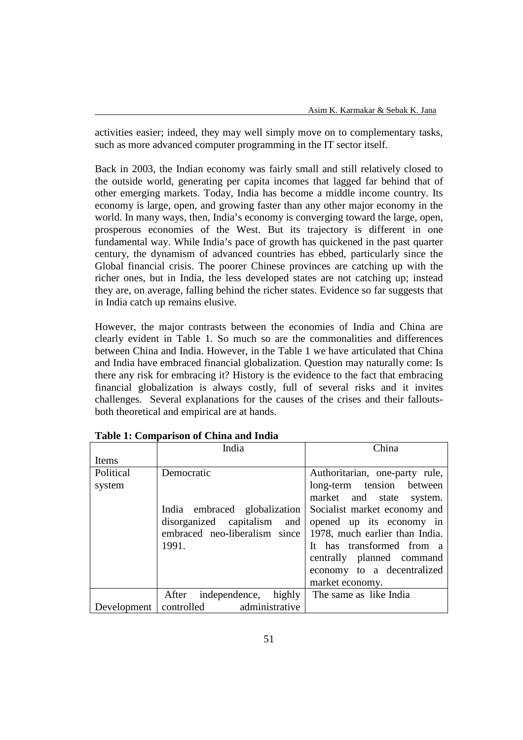activities easier; indeed, they may well simply move on to complementary tasks, such as more advanced computer programming in the IT sector itself.

Back in 2003, the Indian economy was fairly small and still relatively closed to the outside world, generating per capita incomes that lagged far behind that of other emerging markets. Today, India has become a middle income country. Its economy is large, open, and growing faster than any other major economy in the world. In many ways, then, India's economy is converging toward the large, open, prosperous economies of the West. But its trajectory is different in one fundamental way. While India's pace of growth has quickened in the past quarter century, the dynamism of advanced countries has ebbed, particularly since the Global financial crisis. The poorer Chinese provinces are catching up with the richer ones, but in India, the less developed states are not catching up; instead they are, on average, falling behind the richer states. Evidence so far suggests that in India catch up remains elusive.

However, the major contrasts between the economies of India and China are clearly evident in Table 1. So much so are the commonalities and differences between China and India. However, in the Table 1 we have articulated that China and India have embraced financial globalization. Question may naturally come: Is there any risk for embracing it? History is the evidence to the fact that embracing financial globalization is always costly, full of several risks and it invites challenges. Several explanations for the causes of the crises and their fallouts- both theoretical and empirical are at hands.

**Table 1: Comparison of China and India**

| Items | India | China |
|---|---|---|
| Political system | Democratic<br><br>India embraced globalization disorganized capitalism and embraced neo-liberalism since 1991. | Authoritarian, one-party rule, long-term tension between market and state system. Socialist market economy and opened up its economy in 1978, much earlier than India. It has transformed from a centrally planned command economy to a decentralized market economy. |
| Development | After independence, highly controlled administrative | The same as like India |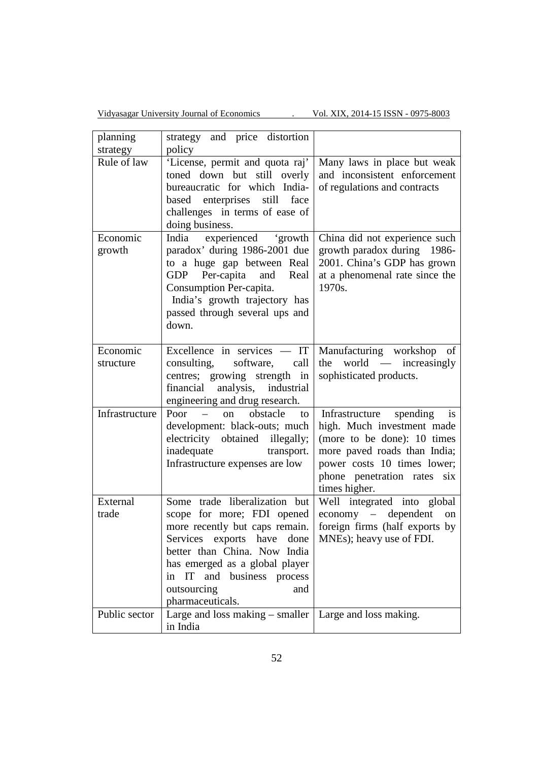| planning strategy | strategy and price distortion policy | |
|---|---|---|
| Rule of law | 'License, permit and quota raj' toned down but still overly bureaucratic for which India-based enterprises still face challenges in terms of ease of doing business. | Many laws in place but weak and inconsistent enforcement of regulations and contracts |
| Economic growth | India experienced 'growth paradox' during 1986-2001 due to a huge gap between Real GDP Per-capita and Real Consumption Per-capita. India's growth trajectory has passed through several ups and down. | China did not experience such growth paradox during 1986-2001. China's GDP has grown at a phenomenal rate since the 1970s. |
| Economic structure | Excellence in services — IT consulting, software, call centres; growing strength in financial analysis, industrial engineering and drug research. | Manufacturing workshop of the world — increasingly sophisticated products. |
| Infrastructure | Poor – on obstacle to development: black-outs; much electricity obtained illegally; inadequate transport. Infrastructure expenses are low | Infrastructure spending is high. Much investment made (more to be done): 10 times more paved roads than India; power costs 10 times lower; phone penetration rates six times higher. |
| External trade | Some trade liberalization but scope for more; FDI opened more recently but caps remain. Services exports have done better than China. Now India has emerged as a global player in IT and business process outsourcing and pharmaceuticals. | Well integrated into global economy – dependent on foreign firms (half exports by MNEs); heavy use of FDI. |
| Public sector | Large and loss making – smaller in India | Large and loss making. |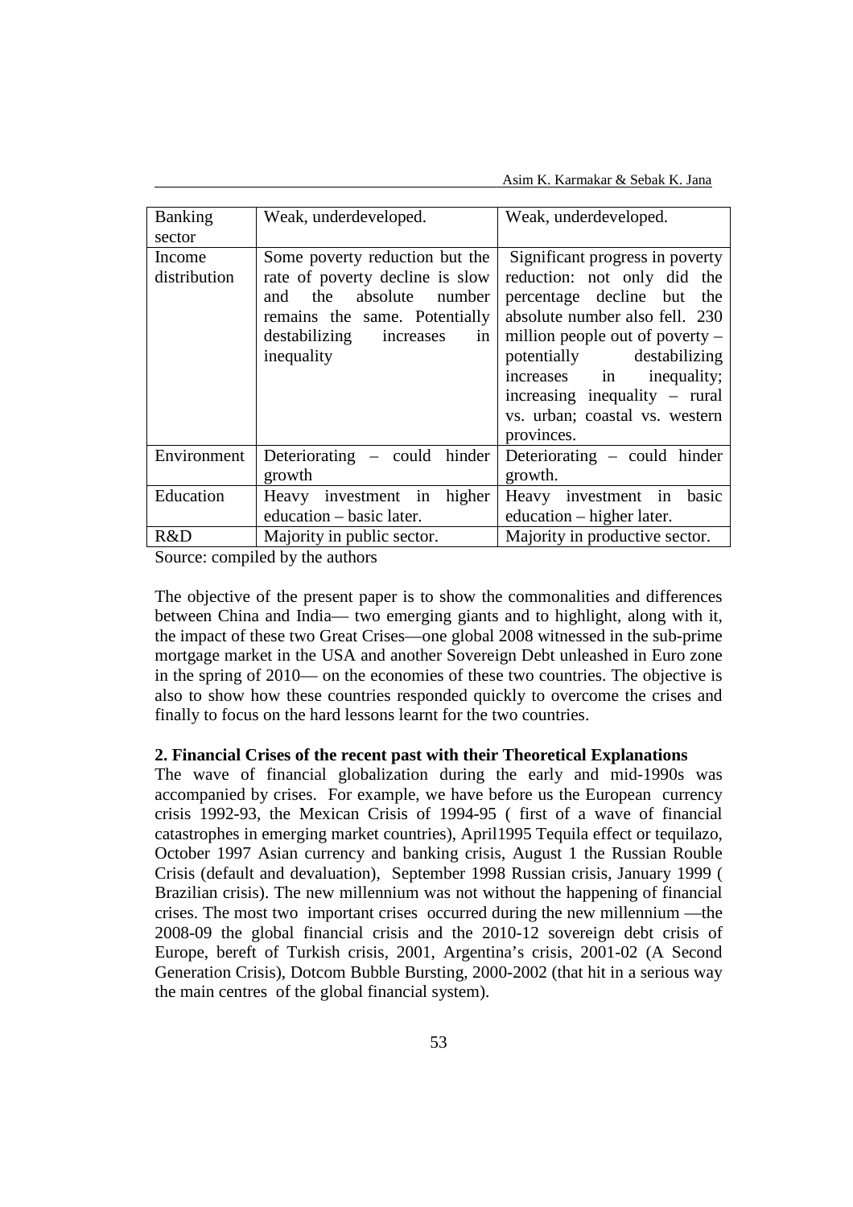| Banking sector | Weak, underdeveloped. | Weak, underdeveloped. |
|---|---|---|
| Income distribution | Some poverty reduction but the rate of poverty decline is slow and the absolute number remains the same. Potentially destabilizing increases in inequality | Significant progress in poverty reduction: not only did the percentage decline but the absolute number also fell. 230 million people out of poverty – potentially destabilizing increases in inequality; increasing inequality – rural vs. urban; coastal vs. western provinces. |
| Environment | Deteriorating – could hinder growth | Deteriorating – could hinder growth. |
| Education | Heavy investment in higher education – basic later. | Heavy investment in basic education – higher later. |
| R&D | Majority in public sector. | Majority in productive sector. |

Source: compiled by the authors

The objective of the present paper is to show the commonalities and differences between China and India— two emerging giants and to highlight, along with it, the impact of these two Great Crises—one global 2008 witnessed in the sub-prime mortgage market in the USA and another Sovereign Debt unleashed in Euro zone in the spring of 2010— on the economies of these two countries. The objective is also to show how these countries responded quickly to overcome the crises and finally to focus on the hard lessons learnt for the two countries.

**2. Financial Crises of the recent past with their Theoretical Explanations**

The wave of financial globalization during the early and mid-1990s was accompanied by crises. For example, we have before us the European currency crisis 1992-93, the Mexican Crisis of 1994-95 ( first of a wave of financial catastrophes in emerging market countries), April1995 Tequila effect or tequilazo, October 1997 Asian currency and banking crisis, August 1 the Russian Rouble Crisis (default and devaluation), September 1998 Russian crisis, January 1999 ( Brazilian crisis). The new millennium was not without the happening of financial crises. The most two important crises occurred during the new millennium —the 2008-09 the global financial crisis and the 2010-12 sovereign debt crisis of Europe, bereft of Turkish crisis, 2001, Argentina's crisis, 2001-02 (A Second Generation Crisis), Dotcom Bubble Bursting, 2000-2002 (that hit in a serious way the main centres of the global financial system).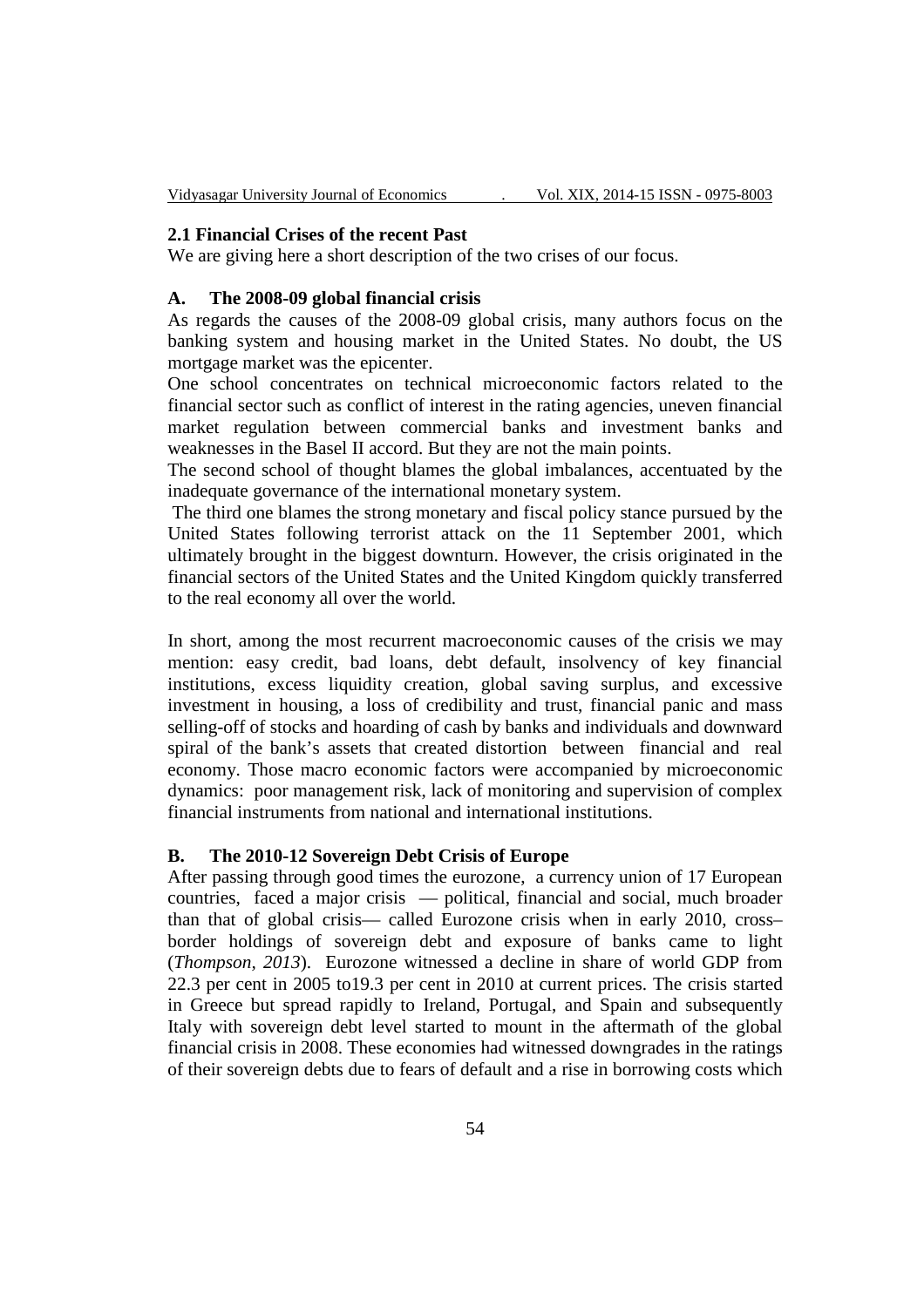### 2.1 Financial Crises of the recent Past

We are giving here a short description of the two crises of our focus.

#### A. The 2008-09 global financial crisis

As regards the causes of the 2008-09 global crisis, many authors focus on the banking system and housing market in the United States. No doubt, the US mortgage market was the epicenter.

One school concentrates on technical microeconomic factors related to the financial sector such as conflict of interest in the rating agencies, uneven financial market regulation between commercial banks and investment banks and weaknesses in the Basel II accord. But they are not the main points.

The second school of thought blames the global imbalances, accentuated by the inadequate governance of the international monetary system.

The third one blames the strong monetary and fiscal policy stance pursued by the United States following terrorist attack on the 11 September 2001, which ultimately brought in the biggest downturn. However, the crisis originated in the financial sectors of the United States and the United Kingdom quickly transferred to the real economy all over the world.

In short, among the most recurrent macroeconomic causes of the crisis we may mention: easy credit, bad loans, debt default, insolvency of key financial institutions, excess liquidity creation, global saving surplus, and excessive investment in housing, a loss of credibility and trust, financial panic and mass selling-off of stocks and hoarding of cash by banks and individuals and downward spiral of the bank's assets that created distortion between financial and real economy. Those macro economic factors were accompanied by microeconomic dynamics: poor management risk, lack of monitoring and supervision of complex financial instruments from national and international institutions.

#### B. The 2010-12 Sovereign Debt Crisis of Europe

After passing through good times the eurozone, a currency union of 17 European countries, faced a major crisis — political, financial and social, much broader than that of global crisis— called Eurozone crisis when in early 2010, cross–border holdings of sovereign debt and exposure of banks came to light (*Thompson, 2013*). Eurozone witnessed a decline in share of world GDP from 22.3 per cent in 2005 to19.3 per cent in 2010 at current prices. The crisis started in Greece but spread rapidly to Ireland, Portugal, and Spain and subsequently Italy with sovereign debt level started to mount in the aftermath of the global financial crisis in 2008. These economies had witnessed downgrades in the ratings of their sovereign debts due to fears of default and a rise in borrowing costs which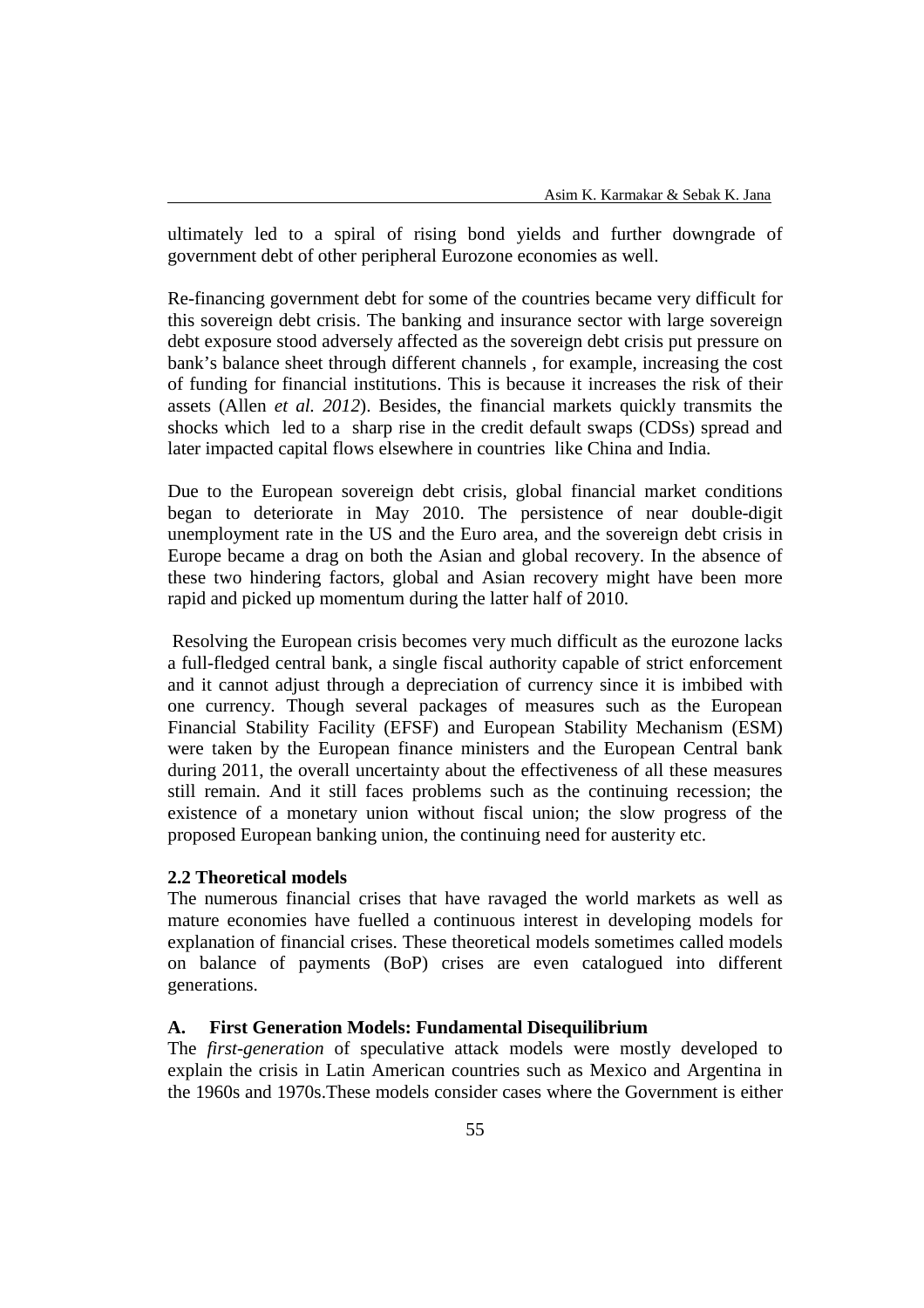ultimately led to a spiral of rising bond yields and further downgrade of government debt of other peripheral Eurozone economies as well.

Re-financing government debt for some of the countries became very difficult for this sovereign debt crisis. The banking and insurance sector with large sovereign debt exposure stood adversely affected as the sovereign debt crisis put pressure on bank's balance sheet through different channels , for example, increasing the cost of funding for financial institutions. This is because it increases the risk of their assets (Allen *et al. 2012*). Besides, the financial markets quickly transmits the shocks which led to a sharp rise in the credit default swaps (CDSs) spread and later impacted capital flows elsewhere in countries like China and India.

Due to the European sovereign debt crisis, global financial market conditions began to deteriorate in May 2010. The persistence of near double-digit unemployment rate in the US and the Euro area, and the sovereign debt crisis in Europe became a drag on both the Asian and global recovery. In the absence of these two hindering factors, global and Asian recovery might have been more rapid and picked up momentum during the latter half of 2010.

Resolving the European crisis becomes very much difficult as the eurozone lacks a full-fledged central bank, a single fiscal authority capable of strict enforcement and it cannot adjust through a depreciation of currency since it is imbibed with one currency. Though several packages of measures such as the European Financial Stability Facility (EFSF) and European Stability Mechanism (ESM) were taken by the European finance ministers and the European Central bank during 2011, the overall uncertainty about the effectiveness of all these measures still remain. And it still faces problems such as the continuing recession; the existence of a monetary union without fiscal union; the slow progress of the proposed European banking union, the continuing need for austerity etc.

### 2.2 Theoretical models

The numerous financial crises that have ravaged the world markets as well as mature economies have fuelled a continuous interest in developing models for explanation of financial crises. These theoretical models sometimes called models on balance of payments (BoP) crises are even catalogued into different generations.

#### A. First Generation Models: Fundamental Disequilibrium

The *first-generation* of speculative attack models were mostly developed to explain the crisis in Latin American countries such as Mexico and Argentina in the 1960s and 1970s.These models consider cases where the Government is either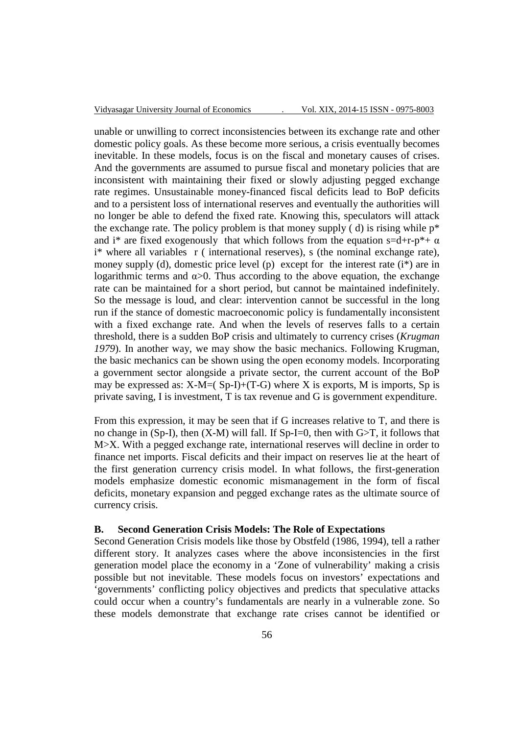unable or unwilling to correct inconsistencies between its exchange rate and other domestic policy goals. As these become more serious, a crisis eventually becomes inevitable. In these models, focus is on the fiscal and monetary causes of crises. And the governments are assumed to pursue fiscal and monetary policies that are inconsistent with maintaining their fixed or slowly adjusting pegged exchange rate regimes. Unsustainable money-financed fiscal deficits lead to BoP deficits and to a persistent loss of international reserves and eventually the authorities will no longer be able to defend the fixed rate. Knowing this, speculators will attack the exchange rate. The policy problem is that money supply ( d) is rising while $p^*$ and $i^*$ are fixed exogenously that which follows from the equation $s=d+r-p^*+ \alpha i^*$ where all variables r ( international reserves), s (the nominal exchange rate), money supply (d), domestic price level (p) except for the interest rate ($i^*$) are in logarithmic terms and $\alpha>0$. Thus according to the above equation, the exchange rate can be maintained for a short period, but cannot be maintained indefinitely. So the message is loud, and clear: intervention cannot be successful in the long run if the stance of domestic macroeconomic policy is fundamentally inconsistent with a fixed exchange rate. And when the levels of reserves falls to a certain threshold, there is a sudden BoP crisis and ultimately to currency crises (*Krugman 1979*). In another way, we may show the basic mechanics. Following Krugman, the basic mechanics can be shown using the open economy models. Incorporating a government sector alongside a private sector, the current account of the BoP may be expressed as: $X-M=( Sp-I)+(T-G)$ where X is exports, M is imports, Sp is private saving, I is investment, T is tax revenue and G is government expenditure.

From this expression, it may be seen that if G increases relative to T, and there is no change in (Sp-I), then (X-M) will fall. If $Sp-I=0$, then with $G>T$, it follows that $M>X$. With a pegged exchange rate, international reserves will decline in order to finance net imports. Fiscal deficits and their impact on reserves lie at the heart of the first generation currency crisis model. In what follows, the first-generation models emphasize domestic economic mismanagement in the form of fiscal deficits, monetary expansion and pegged exchange rates as the ultimate source of currency crisis.

### B. Second Generation Crisis Models: The Role of Expectations

Second Generation Crisis models like those by Obstfeld (1986, 1994), tell a rather different story. It analyzes cases where the above inconsistencies in the first generation model place the economy in a 'Zone of vulnerability' making a crisis possible but not inevitable. These models focus on investors' expectations and 'governments' conflicting policy objectives and predicts that speculative attacks could occur when a country's fundamentals are nearly in a vulnerable zone. So these models demonstrate that exchange rate crises cannot be identified or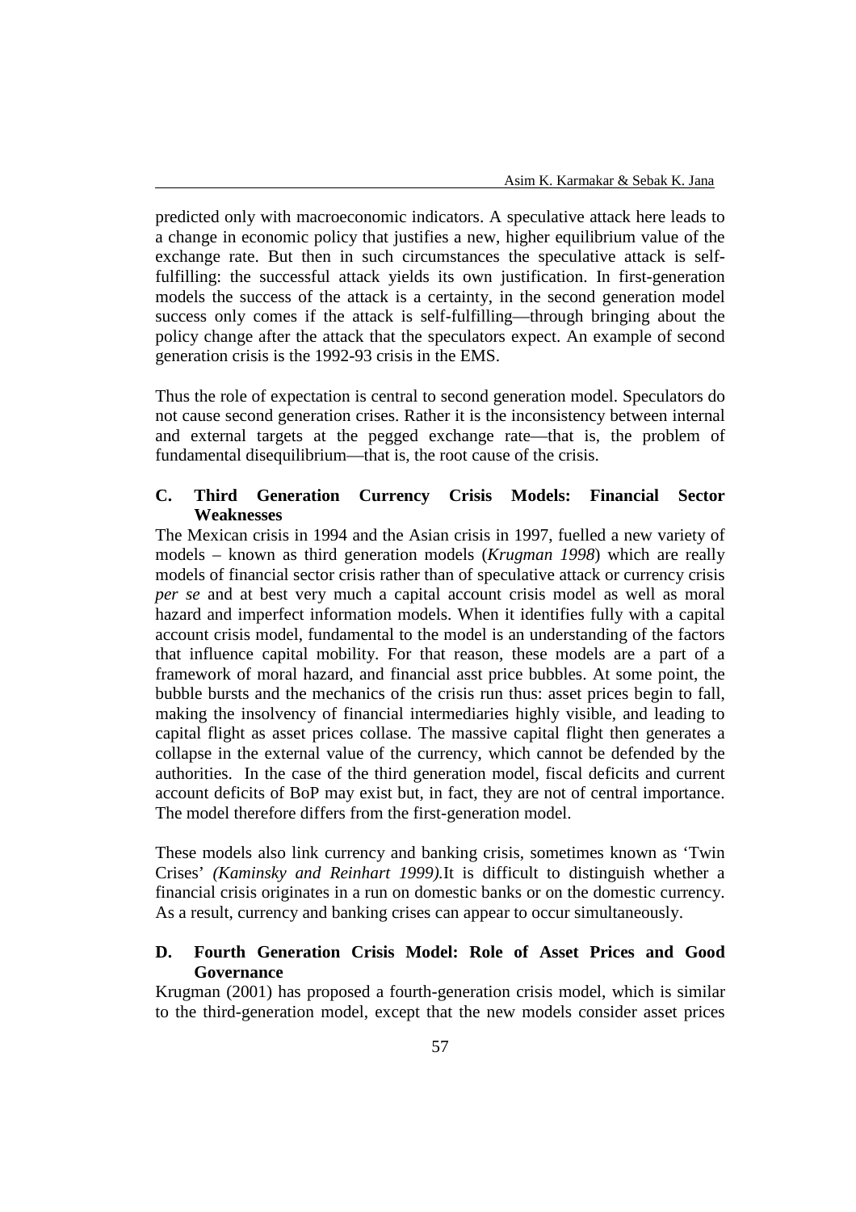predicted only with macroeconomic indicators. A speculative attack here leads to a change in economic policy that justifies a new, higher equilibrium value of the exchange rate. But then in such circumstances the speculative attack is self-fulfilling: the successful attack yields its own justification. In first-generation models the success of the attack is a certainty, in the second generation model success only comes if the attack is self-fulfilling—through bringing about the policy change after the attack that the speculators expect. An example of second generation crisis is the 1992-93 crisis in the EMS.

Thus the role of expectation is central to second generation model. Speculators do not cause second generation crises. Rather it is the inconsistency between internal and external targets at the pegged exchange rate—that is, the problem of fundamental disequilibrium—that is, the root cause of the crisis.

### C. Third Generation Currency Crisis Models: Financial Sector Weaknesses

The Mexican crisis in 1994 and the Asian crisis in 1997, fuelled a new variety of models – known as third generation models (*Krugman 1998*) which are really models of financial sector crisis rather than of speculative attack or currency crisis *per se* and at best very much a capital account crisis model as well as moral hazard and imperfect information models. When it identifies fully with a capital account crisis model, fundamental to the model is an understanding of the factors that influence capital mobility. For that reason, these models are a part of a framework of moral hazard, and financial asst price bubbles. At some point, the bubble bursts and the mechanics of the crisis run thus: asset prices begin to fall, making the insolvency of financial intermediaries highly visible, and leading to capital flight as asset prices collase. The massive capital flight then generates a collapse in the external value of the currency, which cannot be defended by the authorities. In the case of the third generation model, fiscal deficits and current account deficits of BoP may exist but, in fact, they are not of central importance. The model therefore differs from the first-generation model.

These models also link currency and banking crisis, sometimes known as 'Twin Crises' *(Kaminsky and Reinhart 1999).*It is difficult to distinguish whether a financial crisis originates in a run on domestic banks or on the domestic currency. As a result, currency and banking crises can appear to occur simultaneously.

### D. Fourth Generation Crisis Model: Role of Asset Prices and Good Governance

Krugman (2001) has proposed a fourth-generation crisis model, which is similar to the third-generation model, except that the new models consider asset prices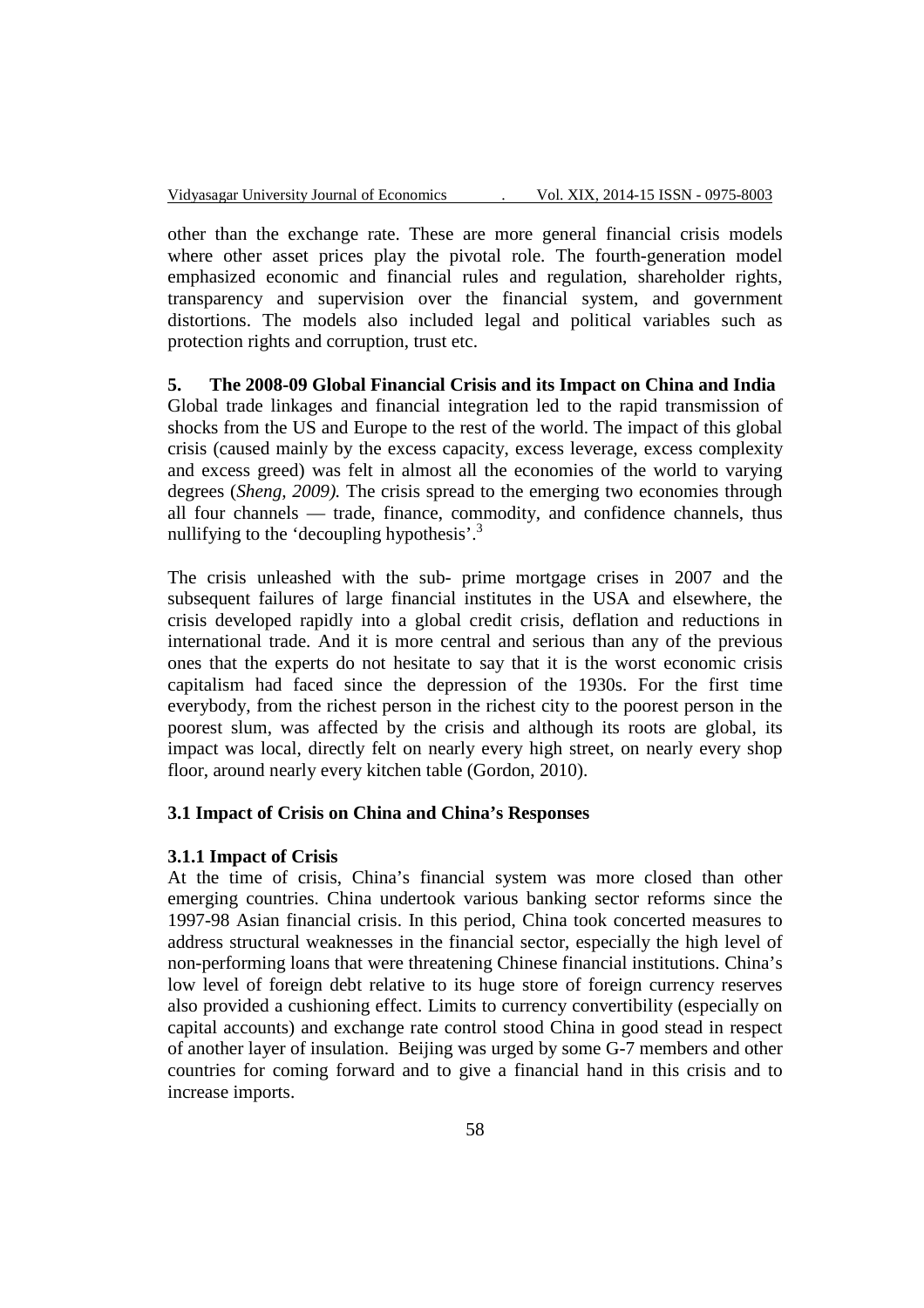other than the exchange rate. These are more general financial crisis models where other asset prices play the pivotal role. The fourth-generation model emphasized economic and financial rules and regulation, shareholder rights, transparency and supervision over the financial system, and government distortions. The models also included legal and political variables such as protection rights and corruption, trust etc.

## 5. The 2008-09 Global Financial Crisis and its Impact on China and India

Global trade linkages and financial integration led to the rapid transmission of shocks from the US and Europe to the rest of the world. The impact of this global crisis (caused mainly by the excess capacity, excess leverage, excess complexity and excess greed) was felt in almost all the economies of the world to varying degrees (*Sheng, 2009).* The crisis spread to the emerging two economies through all four channels — trade, finance, commodity, and confidence channels, thus nullifying to the 'decoupling hypothesis'.[3]

The crisis unleashed with the sub- prime mortgage crises in 2007 and the subsequent failures of large financial institutes in the USA and elsewhere, the crisis developed rapidly into a global credit crisis, deflation and reductions in international trade. And it is more central and serious than any of the previous ones that the experts do not hesitate to say that it is the worst economic crisis capitalism had faced since the depression of the 1930s. For the first time everybody, from the richest person in the richest city to the poorest person in the poorest slum, was affected by the crisis and although its roots are global, its impact was local, directly felt on nearly every high street, on nearly every shop floor, around nearly every kitchen table (Gordon, 2010).

### 3.1 Impact of Crisis on China and China's Responses

#### 3.1.1 Impact of Crisis

At the time of crisis, China's financial system was more closed than other emerging countries. China undertook various banking sector reforms since the 1997-98 Asian financial crisis. In this period, China took concerted measures to address structural weaknesses in the financial sector, especially the high level of non-performing loans that were threatening Chinese financial institutions. China's low level of foreign debt relative to its huge store of foreign currency reserves also provided a cushioning effect. Limits to currency convertibility (especially on capital accounts) and exchange rate control stood China in good stead in respect of another layer of insulation. Beijing was urged by some G-7 members and other countries for coming forward and to give a financial hand in this crisis and to increase imports.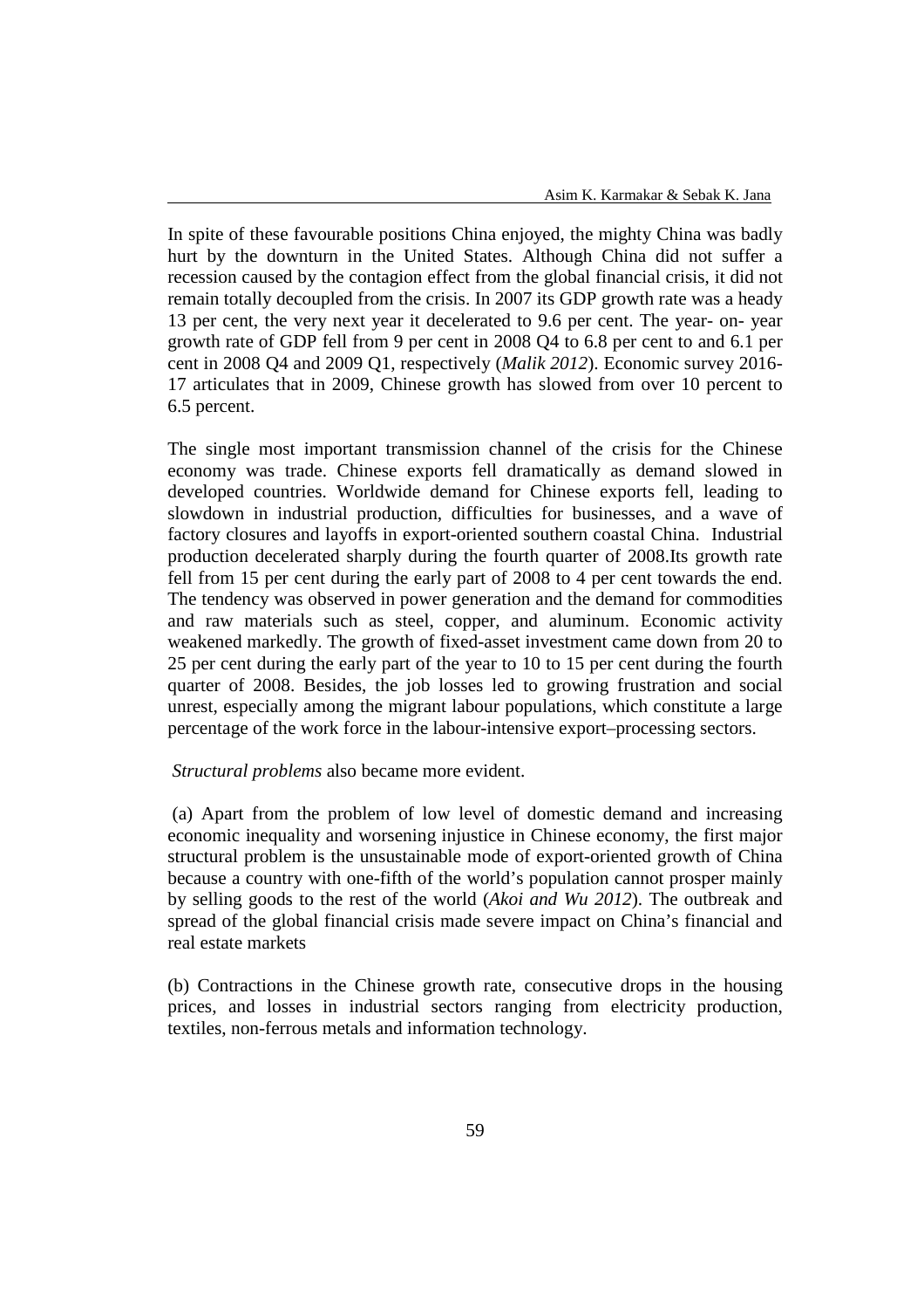In spite of these favourable positions China enjoyed, the mighty China was badly hurt by the downturn in the United States. Although China did not suffer a recession caused by the contagion effect from the global financial crisis, it did not remain totally decoupled from the crisis. In 2007 its GDP growth rate was a heady 13 per cent, the very next year it decelerated to 9.6 per cent. The year- on- year growth rate of GDP fell from 9 per cent in 2008 Q4 to 6.8 per cent to and 6.1 per cent in 2008 Q4 and 2009 Q1, respectively (*Malik 2012*). Economic survey 2016-17 articulates that in 2009, Chinese growth has slowed from over 10 percent to 6.5 percent.

The single most important transmission channel of the crisis for the Chinese economy was trade. Chinese exports fell dramatically as demand slowed in developed countries. Worldwide demand for Chinese exports fell, leading to slowdown in industrial production, difficulties for businesses, and a wave of factory closures and layoffs in export-oriented southern coastal China. Industrial production decelerated sharply during the fourth quarter of 2008.Its growth rate fell from 15 per cent during the early part of 2008 to 4 per cent towards the end. The tendency was observed in power generation and the demand for commodities and raw materials such as steel, copper, and aluminum. Economic activity weakened markedly. The growth of fixed-asset investment came down from 20 to 25 per cent during the early part of the year to 10 to 15 per cent during the fourth quarter of 2008. Besides, the job losses led to growing frustration and social unrest, especially among the migrant labour populations, which constitute a large percentage of the work force in the labour-intensive export–processing sectors.

*Structural problems* also became more evident.

(a) Apart from the problem of low level of domestic demand and increasing economic inequality and worsening injustice in Chinese economy, the first major structural problem is the unsustainable mode of export-oriented growth of China because a country with one-fifth of the world's population cannot prosper mainly by selling goods to the rest of the world (*Akoi and Wu 2012*). The outbreak and spread of the global financial crisis made severe impact on China's financial and real estate markets

(b) Contractions in the Chinese growth rate, consecutive drops in the housing prices, and losses in industrial sectors ranging from electricity production, textiles, non-ferrous metals and information technology.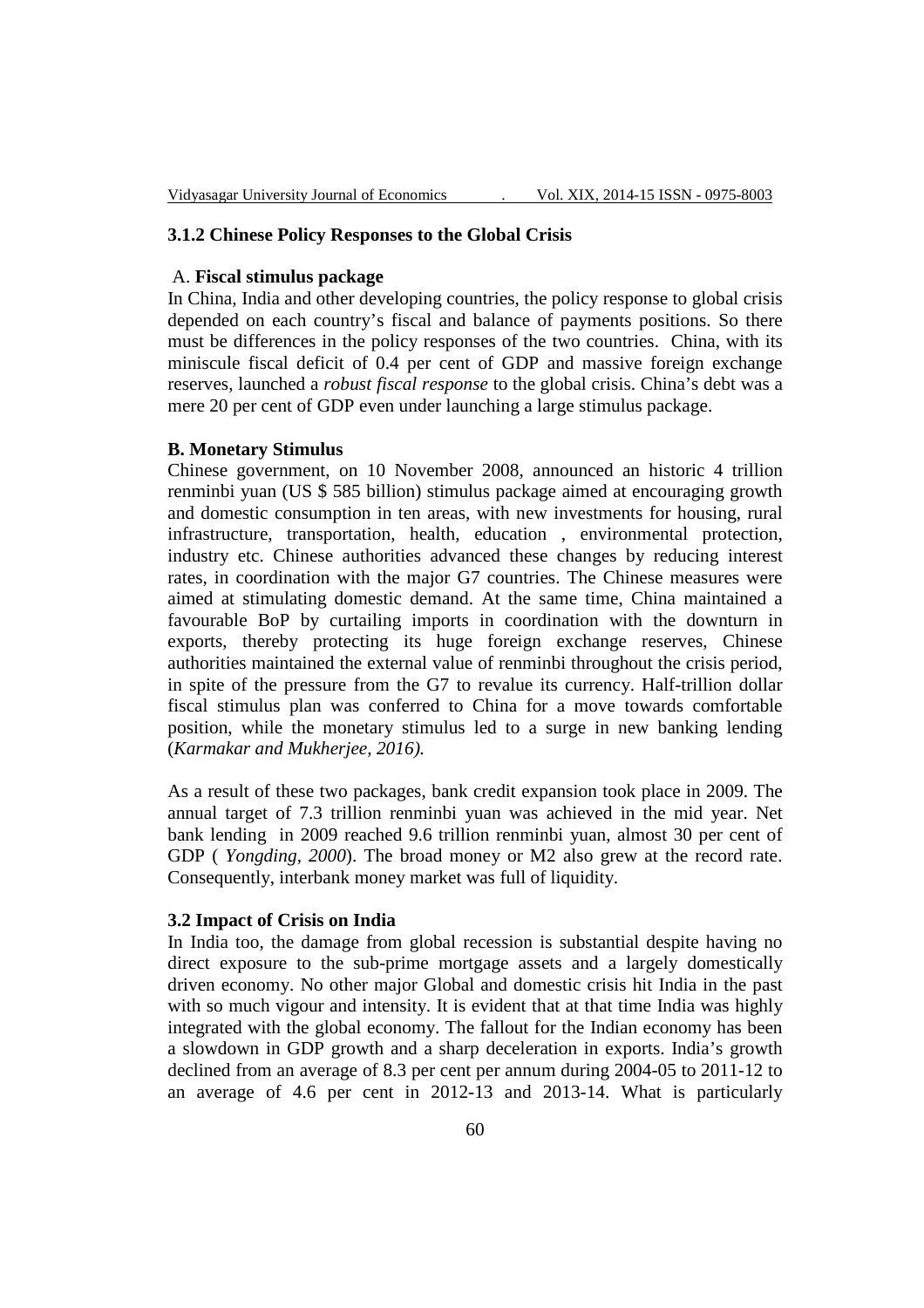### 3.1.2 Chinese Policy Responses to the Global Crisis

A. **Fiscal stimulus package**

In China, India and other developing countries, the policy response to global crisis depended on each country's fiscal and balance of payments positions. So there must be differences in the policy responses of the two countries. China, with its miniscule fiscal deficit of 0.4 per cent of GDP and massive foreign exchange reserves, launched a *robust fiscal response* to the global crisis. China's debt was a mere 20 per cent of GDP even under launching a large stimulus package.

**B. Monetary Stimulus**

Chinese government, on 10 November 2008, announced an historic 4 trillion renminbi yuan (US $ 585 billion) stimulus package aimed at encouraging growth and domestic consumption in ten areas, with new investments for housing, rural infrastructure, transportation, health, education , environmental protection, industry etc. Chinese authorities advanced these changes by reducing interest rates, in coordination with the major G7 countries. The Chinese measures were aimed at stimulating domestic demand. At the same time, China maintained a favourable BoP by curtailing imports in coordination with the downturn in exports, thereby protecting its huge foreign exchange reserves, Chinese authorities maintained the external value of renminbi throughout the crisis period, in spite of the pressure from the G7 to revalue its currency. Half-trillion dollar fiscal stimulus plan was conferred to China for a move towards comfortable position, while the monetary stimulus led to a surge in new banking lending (*Karmakar and Mukherjee, 2016).*

As a result of these two packages, bank credit expansion took place in 2009. The annual target of 7.3 trillion renminbi yuan was achieved in the mid year. Net bank lending in 2009 reached 9.6 trillion renminbi yuan, almost 30 per cent of GDP ( *Yongding, 2000*). The broad money or M2 also grew at the record rate. Consequently, interbank money market was full of liquidity.

### 3.2 Impact of Crisis on India

In India too, the damage from global recession is substantial despite having no direct exposure to the sub-prime mortgage assets and a largely domestically driven economy. No other major Global and domestic crisis hit India in the past with so much vigour and intensity. It is evident that at that time India was highly integrated with the global economy. The fallout for the Indian economy has been a slowdown in GDP growth and a sharp deceleration in exports. India's growth declined from an average of 8.3 per cent per annum during 2004-05 to 2011-12 to an average of 4.6 per cent in 2012-13 and 2013-14. What is particularly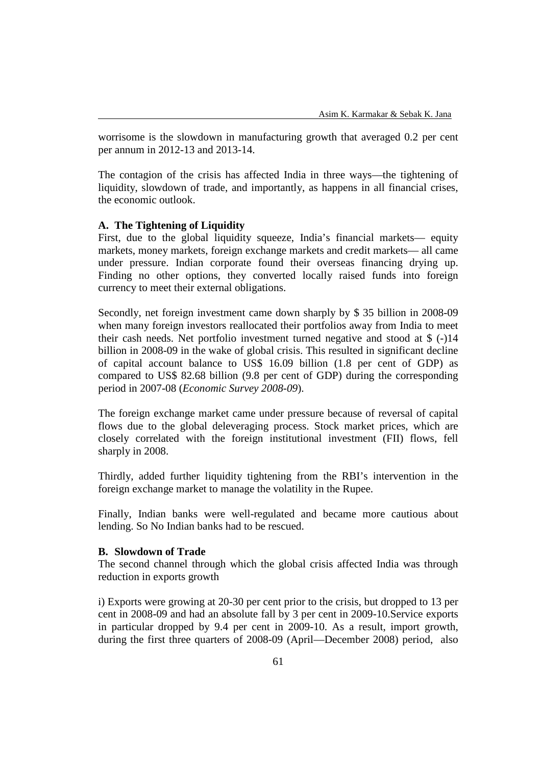worrisome is the slowdown in manufacturing growth that averaged 0.2 per cent per annum in 2012-13 and 2013-14.

The contagion of the crisis has affected India in three ways—the tightening of liquidity, slowdown of trade, and importantly, as happens in all financial crises, the economic outlook.

**A. The Tightening of Liquidity**

First, due to the global liquidity squeeze, India's financial markets— equity markets, money markets, foreign exchange markets and credit markets— all came under pressure. Indian corporate found their overseas financing drying up. Finding no other options, they converted locally raised funds into foreign currency to meet their external obligations.

Secondly, net foreign investment came down sharply by $ 35 billion in 2008-09 when many foreign investors reallocated their portfolios away from India to meet their cash needs. Net portfolio investment turned negative and stood at $ (-)14 billion in 2008-09 in the wake of global crisis. This resulted in significant decline of capital account balance to US$ 16.09 billion (1.8 per cent of GDP) as compared to US$ 82.68 billion (9.8 per cent of GDP) during the corresponding period in 2007-08 (*Economic Survey 2008-09*).

The foreign exchange market came under pressure because of reversal of capital flows due to the global deleveraging process. Stock market prices, which are closely correlated with the foreign institutional investment (FII) flows, fell sharply in 2008.

Thirdly, added further liquidity tightening from the RBI's intervention in the foreign exchange market to manage the volatility in the Rupee.

Finally, Indian banks were well-regulated and became more cautious about lending. So No Indian banks had to be rescued.

**B. Slowdown of Trade**

The second channel through which the global crisis affected India was through reduction in exports growth

i) Exports were growing at 20-30 per cent prior to the crisis, but dropped to 13 per cent in 2008-09 and had an absolute fall by 3 per cent in 2009-10.Service exports in particular dropped by 9.4 per cent in 2009-10. As a result, import growth, during the first three quarters of 2008-09 (April—December 2008) period, also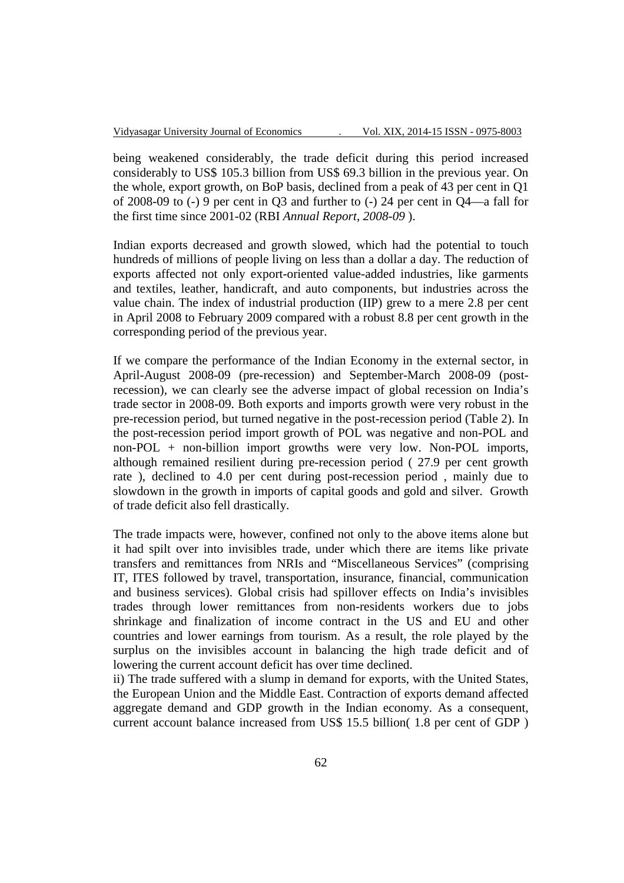being weakened considerably, the trade deficit during this period increased considerably to US$ 105.3 billion from US$ 69.3 billion in the previous year. On the whole, export growth, on BoP basis, declined from a peak of 43 per cent in Q1 of 2008-09 to (-) 9 per cent in Q3 and further to (-) 24 per cent in Q4—a fall for the first time since 2001-02 (RBI *Annual Report, 2008-09* ).

Indian exports decreased and growth slowed, which had the potential to touch hundreds of millions of people living on less than a dollar a day. The reduction of exports affected not only export-oriented value-added industries, like garments and textiles, leather, handicraft, and auto components, but industries across the value chain. The index of industrial production (IIP) grew to a mere 2.8 per cent in April 2008 to February 2009 compared with a robust 8.8 per cent growth in the corresponding period of the previous year.

If we compare the performance of the Indian Economy in the external sector, in April-August 2008-09 (pre-recession) and September-March 2008-09 (post-recession), we can clearly see the adverse impact of global recession on India's trade sector in 2008-09. Both exports and imports growth were very robust in the pre-recession period, but turned negative in the post-recession period (Table 2). In the post-recession period import growth of POL was negative and non-POL and non-POL + non-billion import growths were very low. Non-POL imports, although remained resilient during pre-recession period ( 27.9 per cent growth rate ), declined to 4.0 per cent during post-recession period , mainly due to slowdown in the growth in imports of capital goods and gold and silver. Growth of trade deficit also fell drastically.

The trade impacts were, however, confined not only to the above items alone but it had spilt over into invisibles trade, under which there are items like private transfers and remittances from NRIs and "Miscellaneous Services" (comprising IT, ITES followed by travel, transportation, insurance, financial, communication and business services). Global crisis had spillover effects on India's invisibles trades through lower remittances from non-residents workers due to jobs shrinkage and finalization of income contract in the US and EU and other countries and lower earnings from tourism. As a result, the role played by the surplus on the invisibles account in balancing the high trade deficit and of lowering the current account deficit has over time declined.

ii) The trade suffered with a slump in demand for exports, with the United States, the European Union and the Middle East. Contraction of exports demand affected aggregate demand and GDP growth in the Indian economy. As a consequent, current account balance increased from US$ 15.5 billion( 1.8 per cent of GDP )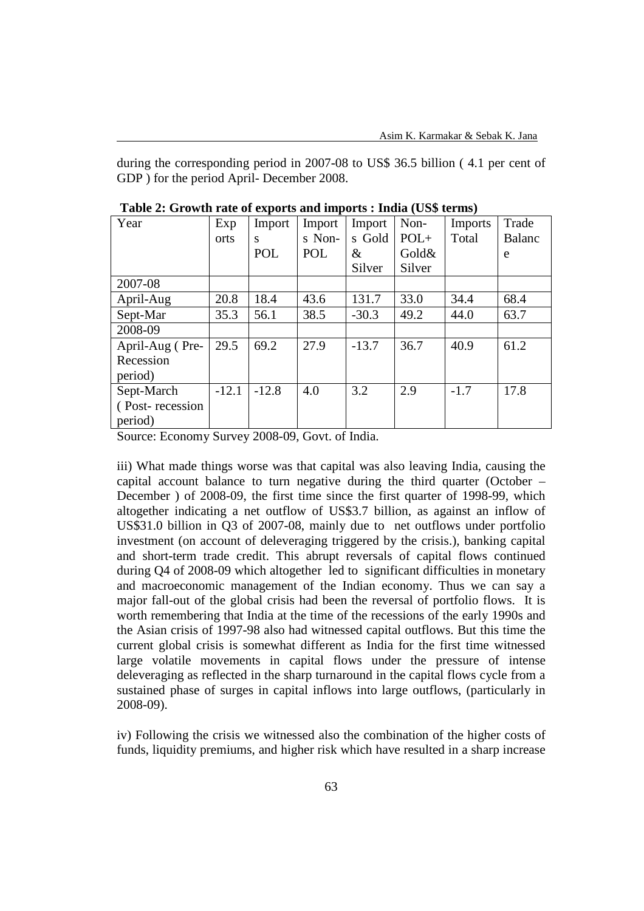during the corresponding period in 2007-08 to US$ 36.5 billion ( 4.1 per cent of GDP ) for the period April- December 2008.

**Table 2: Growth rate of exports and imports : India (US$ terms)**

| Year | Exports | Imports POL | Imports Non-POL | Imports Gold & Silver | Non-POL+ Gold& Silver | Imports Total | Trade Balance |
|---|---|---|---|---|---|---|---|
| 2007-08 | | | | | | | |
| April-Aug | 20.8 | 18.4 | 43.6 | 131.7 | 33.0 | 34.4 | 68.4 |
| Sept-Mar | 35.3 | 56.1 | 38.5 | -30.3 | 49.2 | 44.0 | 63.7 |
| 2008-09 | | | | | | | |
| April-Aug ( Pre-Recession period) | 29.5 | 69.2 | 27.9 | -13.7 | 36.7 | 40.9 | 61.2 |
| Sept-March ( Post- recession period) | -12.1 | -12.8 | 4.0 | 3.2 | 2.9 | -1.7 | 17.8 |

Source: Economy Survey 2008-09, Govt. of India.

iii) What made things worse was that capital was also leaving India, causing the capital account balance to turn negative during the third quarter (October – December ) of 2008-09, the first time since the first quarter of 1998-99, which altogether indicating a net outflow of US$3.7 billion, as against an inflow of US$31.0 billion in Q3 of 2007-08, mainly due to net outflows under portfolio investment (on account of deleveraging triggered by the crisis.), banking capital and short-term trade credit. This abrupt reversals of capital flows continued during Q4 of 2008-09 which altogether led to significant difficulties in monetary and macroeconomic management of the Indian economy. Thus we can say a major fall-out of the global crisis had been the reversal of portfolio flows. It is worth remembering that India at the time of the recessions of the early 1990s and the Asian crisis of 1997-98 also had witnessed capital outflows. But this time the current global crisis is somewhat different as India for the first time witnessed large volatile movements in capital flows under the pressure of intense deleveraging as reflected in the sharp turnaround in the capital flows cycle from a sustained phase of surges in capital inflows into large outflows, (particularly in 2008-09).

iv) Following the crisis we witnessed also the combination of the higher costs of funds, liquidity premiums, and higher risk which have resulted in a sharp increase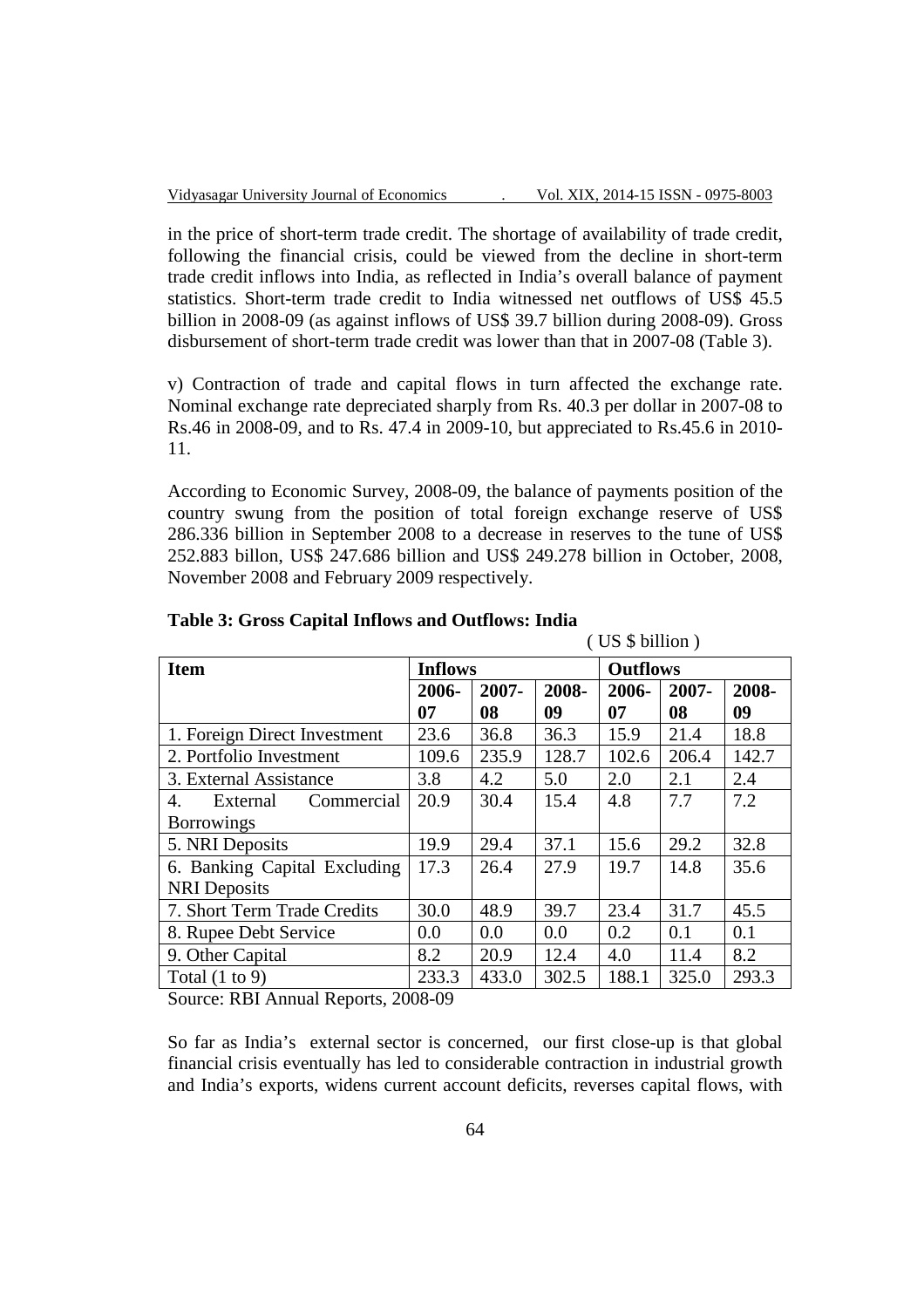in the price of short-term trade credit. The shortage of availability of trade credit, following the financial crisis, could be viewed from the decline in short-term trade credit inflows into India, as reflected in India's overall balance of payment statistics. Short-term trade credit to India witnessed net outflows of US$ 45.5 billion in 2008-09 (as against inflows of US$ 39.7 billion during 2008-09). Gross disbursement of short-term trade credit was lower than that in 2007-08 (Table 3).

v) Contraction of trade and capital flows in turn affected the exchange rate. Nominal exchange rate depreciated sharply from Rs. 40.3 per dollar in 2007-08 to Rs.46 in 2008-09, and to Rs. 47.4 in 2009-10, but appreciated to Rs.45.6 in 2010-11.

According to Economic Survey, 2008-09, the balance of payments position of the country swung from the position of total foreign exchange reserve of US$ 286.336 billion in September 2008 to a decrease in reserves to the tune of US$ 252.883 billon, US$ 247.686 billion and US$ 249.278 billion in October, 2008, November 2008 and February 2009 respectively.

**Table 3: Gross Capital Inflows and Outflows: India**

( US $ billion )

| **Item** | **Inflows** | | | **Outflows** | | |
|---|---|---|---|---|---|---|
| | **2006-07** | **2007-08** | **2008-09** | **2006-07** | **2007-08** | **2008-09** |
| 1. Foreign Direct Investment | 23.6 | 36.8 | 36.3 | 15.9 | 21.4 | 18.8 |
| 2. Portfolio Investment | 109.6 | 235.9 | 128.7 | 102.6 | 206.4 | 142.7 |
| 3. External Assistance | 3.8 | 4.2 | 5.0 | 2.0 | 2.1 | 2.4 |
| 4. External Commercial Borrowings | 20.9 | 30.4 | 15.4 | 4.8 | 7.7 | 7.2 |
| 5. NRI Deposits | 19.9 | 29.4 | 37.1 | 15.6 | 29.2 | 32.8 |
| 6. Banking Capital Excluding NRI Deposits | 17.3 | 26.4 | 27.9 | 19.7 | 14.8 | 35.6 |
| 7. Short Term Trade Credits | 30.0 | 48.9 | 39.7 | 23.4 | 31.7 | 45.5 |
| 8. Rupee Debt Service | 0.0 | 0.0 | 0.0 | 0.2 | 0.1 | 0.1 |
| 9. Other Capital | 8.2 | 20.9 | 12.4 | 4.0 | 11.4 | 8.2 |
| Total (1 to 9) | 233.3 | 433.0 | 302.5 | 188.1 | 325.0 | 293.3 |

Source: RBI Annual Reports, 2008-09

So far as India's external sector is concerned, our first close-up is that global financial crisis eventually has led to considerable contraction in industrial growth and India's exports, widens current account deficits, reverses capital flows, with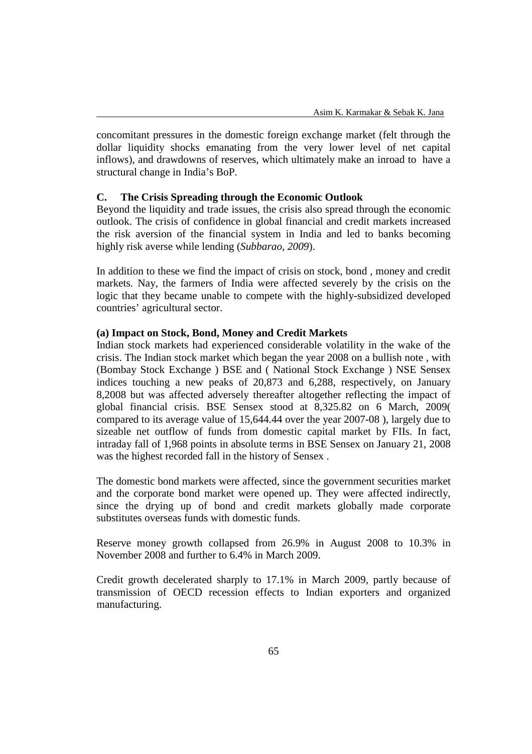concomitant pressures in the domestic foreign exchange market (felt through the dollar liquidity shocks emanating from the very lower level of net capital inflows), and drawdowns of reserves, which ultimately make an inroad to have a structural change in India's BoP.

### C. The Crisis Spreading through the Economic Outlook

Beyond the liquidity and trade issues, the crisis also spread through the economic outlook. The crisis of confidence in global financial and credit markets increased the risk aversion of the financial system in India and led to banks becoming highly risk averse while lending (*Subbarao, 2009*).

In addition to these we find the impact of crisis on stock, bond , money and credit markets. Nay, the farmers of India were affected severely by the crisis on the logic that they became unable to compete with the highly-subsidized developed countries' agricultural sector.

#### (a) Impact on Stock, Bond, Money and Credit Markets

Indian stock markets had experienced considerable volatility in the wake of the crisis. The Indian stock market which began the year 2008 on a bullish note , with (Bombay Stock Exchange ) BSE and ( National Stock Exchange ) NSE Sensex indices touching a new peaks of 20,873 and 6,288, respectively, on January 8,2008 but was affected adversely thereafter altogether reflecting the impact of global financial crisis. BSE Sensex stood at 8,325.82 on 6 March, 2009( compared to its average value of 15,644.44 over the year 2007-08 ), largely due to sizeable net outflow of funds from domestic capital market by FIIs. In fact, intraday fall of 1,968 points in absolute terms in BSE Sensex on January 21, 2008 was the highest recorded fall in the history of Sensex .

The domestic bond markets were affected, since the government securities market and the corporate bond market were opened up. They were affected indirectly, since the drying up of bond and credit markets globally made corporate substitutes overseas funds with domestic funds.

Reserve money growth collapsed from 26.9% in August 2008 to 10.3% in November 2008 and further to 6.4% in March 2009.

Credit growth decelerated sharply to 17.1% in March 2009, partly because of transmission of OECD recession effects to Indian exporters and organized manufacturing.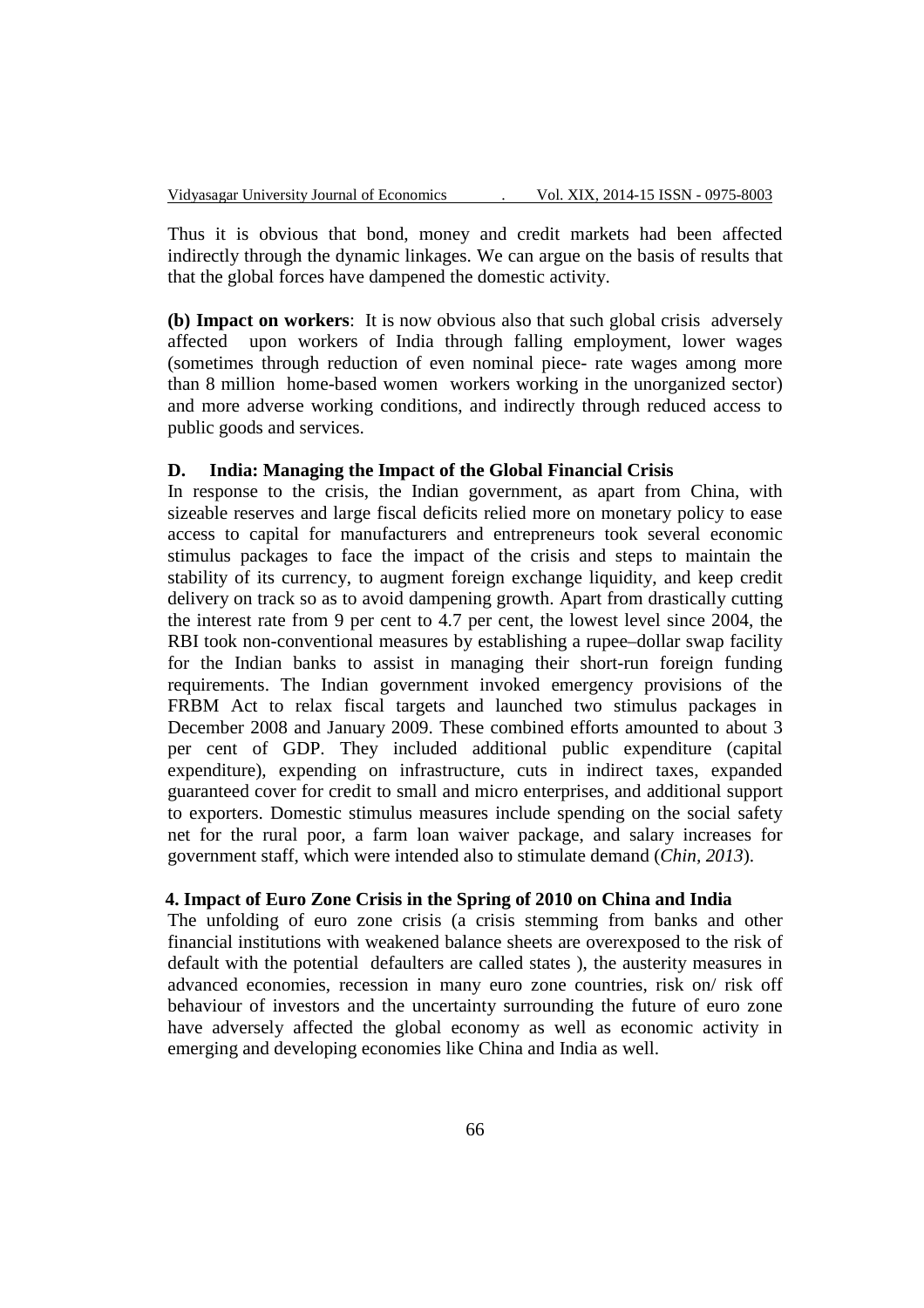Thus it is obvious that bond, money and credit markets had been affected indirectly through the dynamic linkages. We can argue on the basis of results that that the global forces have dampened the domestic activity.

**(b) Impact on workers**: It is now obvious also that such global crisis adversely affected upon workers of India through falling employment, lower wages (sometimes through reduction of even nominal piece- rate wages among more than 8 million home-based women workers working in the unorganized sector) and more adverse working conditions, and indirectly through reduced access to public goods and services.

### D. India: Managing the Impact of the Global Financial Crisis

In response to the crisis, the Indian government, as apart from China, with sizeable reserves and large fiscal deficits relied more on monetary policy to ease access to capital for manufacturers and entrepreneurs took several economic stimulus packages to face the impact of the crisis and steps to maintain the stability of its currency, to augment foreign exchange liquidity, and keep credit delivery on track so as to avoid dampening growth. Apart from drastically cutting the interest rate from 9 per cent to 4.7 per cent, the lowest level since 2004, the RBI took non-conventional measures by establishing a rupee–dollar swap facility for the Indian banks to assist in managing their short-run foreign funding requirements. The Indian government invoked emergency provisions of the FRBM Act to relax fiscal targets and launched two stimulus packages in December 2008 and January 2009. These combined efforts amounted to about 3 per cent of GDP. They included additional public expenditure (capital expenditure), expending on infrastructure, cuts in indirect taxes, expanded guaranteed cover for credit to small and micro enterprises, and additional support to exporters. Domestic stimulus measures include spending on the social safety net for the rural poor, a farm loan waiver package, and salary increases for government staff, which were intended also to stimulate demand (*Chin, 2013*).

## 4. Impact of Euro Zone Crisis in the Spring of 2010 on China and India

The unfolding of euro zone crisis (a crisis stemming from banks and other financial institutions with weakened balance sheets are overexposed to the risk of default with the potential defaulters are called states ), the austerity measures in advanced economies, recession in many euro zone countries, risk on/ risk off behaviour of investors and the uncertainty surrounding the future of euro zone have adversely affected the global economy as well as economic activity in emerging and developing economies like China and India as well.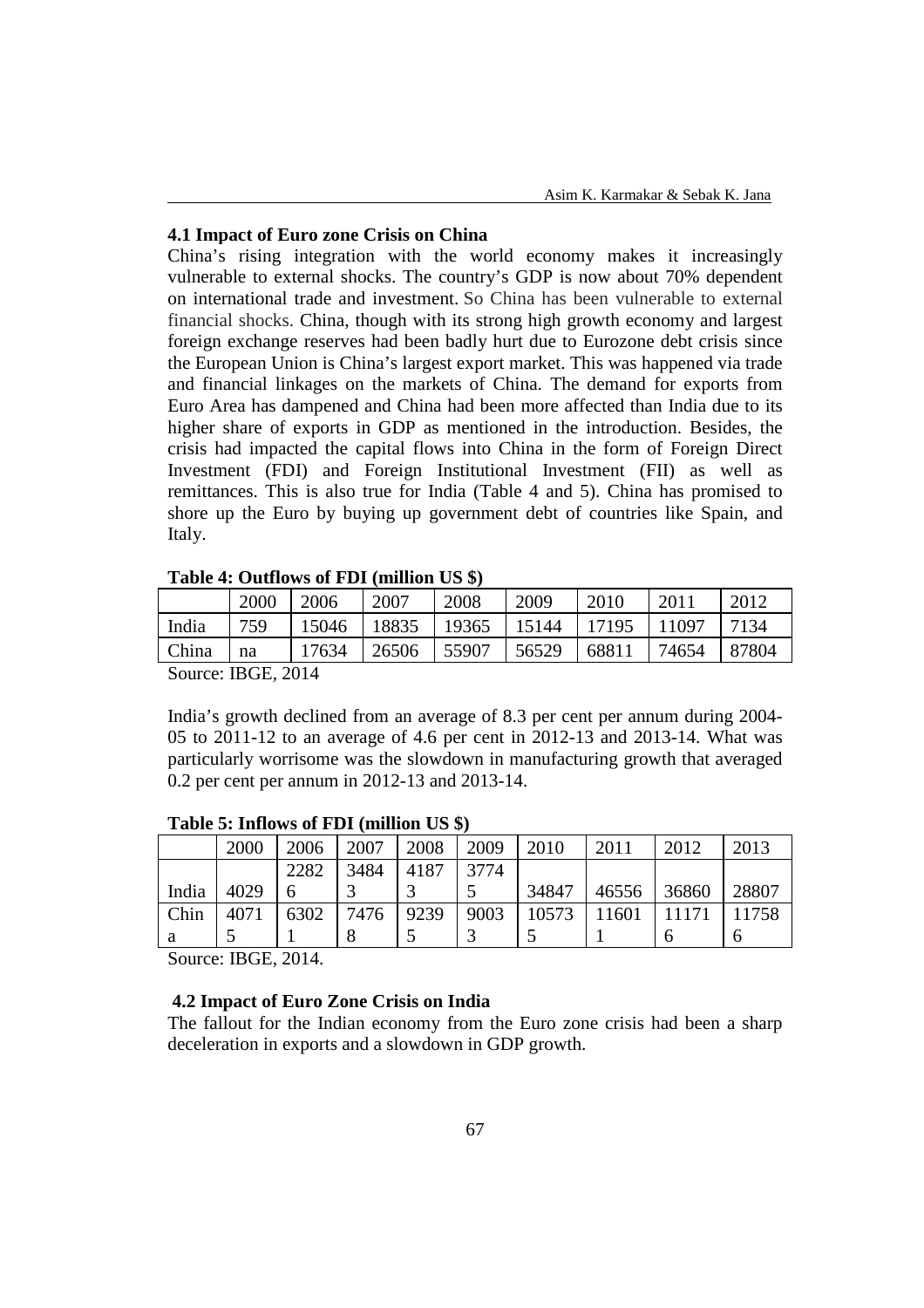### 4.1 Impact of Euro zone Crisis on China

China's rising integration with the world economy makes it increasingly vulnerable to external shocks. The country's GDP is now about 70% dependent on international trade and investment. So China has been vulnerable to external financial shocks. China, though with its strong high growth economy and largest foreign exchange reserves had been badly hurt due to Eurozone debt crisis since the European Union is China's largest export market. This was happened via trade and financial linkages on the markets of China. The demand for exports from Euro Area has dampened and China had been more affected than India due to its higher share of exports in GDP as mentioned in the introduction. Besides, the crisis had impacted the capital flows into China in the form of Foreign Direct Investment (FDI) and Foreign Institutional Investment (FII) as well as remittances. This is also true for India (Table 4 and 5). China has promised to shore up the Euro by buying up government debt of countries like Spain, and Italy.

**Table 4: Outflows of FDI (million US $)**

| | 2000 | 2006 | 2007 | 2008 | 2009 | 2010 | 2011 | 2012 |
|---|---|---|---|---|---|---|---|---|
| India | 759 | 15046 | 18835 | 19365 | 15144 | 17195 | 11097 | 7134 |
| China | na | 17634 | 26506 | 55907 | 56529 | 68811 | 74654 | 87804 |

Source: IBGE, 2014

India's growth declined from an average of 8.3 per cent per annum during 2004-05 to 2011-12 to an average of 4.6 per cent in 2012-13 and 2013-14. What was particularly worrisome was the slowdown in manufacturing growth that averaged 0.2 per cent per annum in 2012-13 and 2013-14.

**Table 5: Inflows of FDI (million US $)**

| | 2000 | 2006 | 2007 | 2008 | 2009 | 2010 | 2011 | 2012 | 2013 |
|---|---|---|---|---|---|---|---|---|---|
| India | 4029 | 22826 | 34843 | 41873 | 37745 | 34847 | 46556 | 36860 | 28807 |
| China | 40715 | 63021 | 74768 | 92395 | 90033 | 105735 | 116011 | 111716 | 117586 |

Source: IBGE, 2014.

### 4.2 Impact of Euro Zone Crisis on India

The fallout for the Indian economy from the Euro zone crisis had been a sharp deceleration in exports and a slowdown in GDP growth.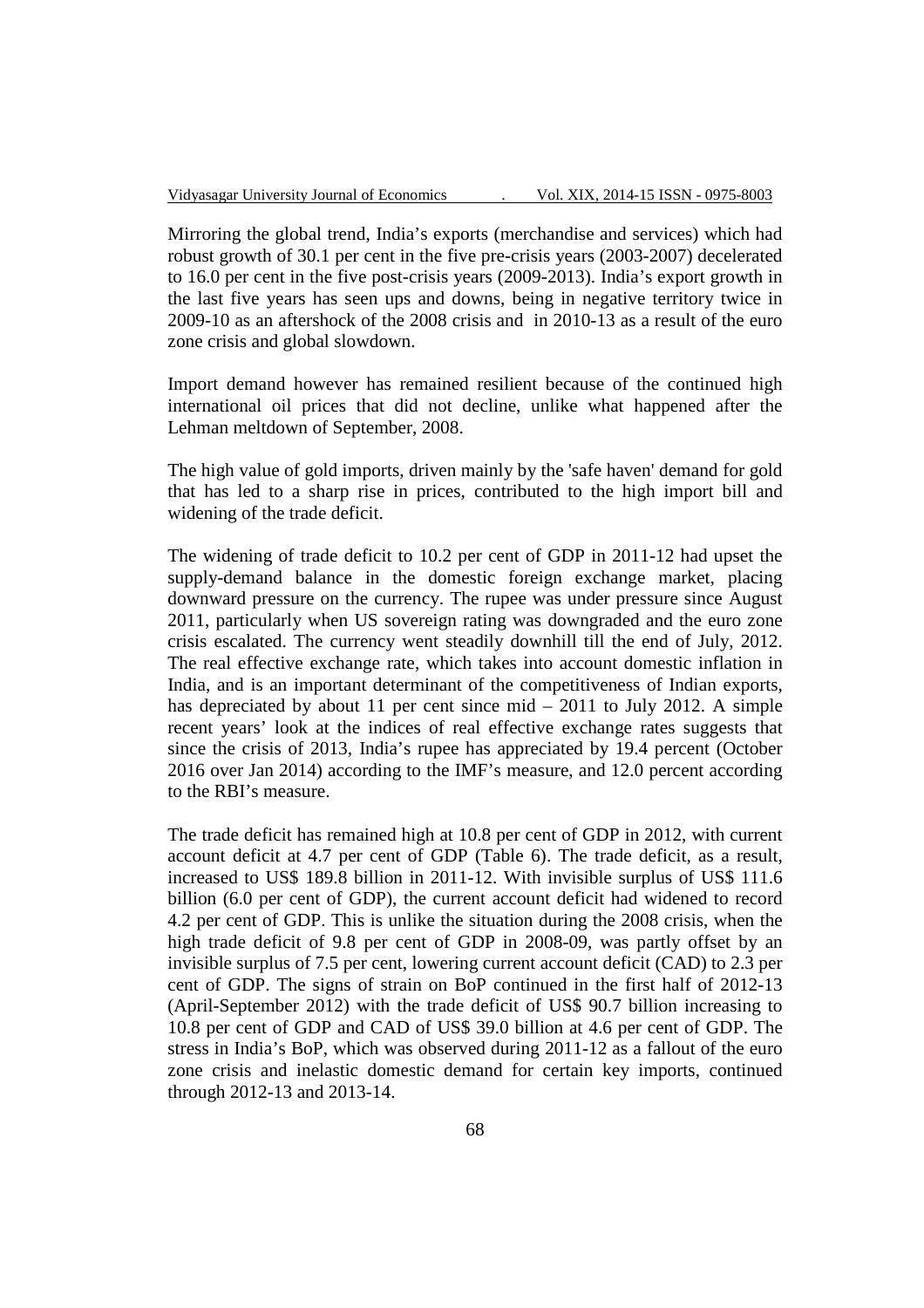Mirroring the global trend, India's exports (merchandise and services) which had robust growth of 30.1 per cent in the five pre-crisis years (2003-2007) decelerated to 16.0 per cent in the five post-crisis years (2009-2013). India's export growth in the last five years has seen ups and downs, being in negative territory twice in 2009-10 as an aftershock of the 2008 crisis and in 2010-13 as a result of the euro zone crisis and global slowdown.

Import demand however has remained resilient because of the continued high international oil prices that did not decline, unlike what happened after the Lehman meltdown of September, 2008.

The high value of gold imports, driven mainly by the 'safe haven' demand for gold that has led to a sharp rise in prices, contributed to the high import bill and widening of the trade deficit.

The widening of trade deficit to 10.2 per cent of GDP in 2011-12 had upset the supply-demand balance in the domestic foreign exchange market, placing downward pressure on the currency. The rupee was under pressure since August 2011, particularly when US sovereign rating was downgraded and the euro zone crisis escalated. The currency went steadily downhill till the end of July, 2012. The real effective exchange rate, which takes into account domestic inflation in India, and is an important determinant of the competitiveness of Indian exports, has depreciated by about 11 per cent since mid – 2011 to July 2012. A simple recent years' look at the indices of real effective exchange rates suggests that since the crisis of 2013, India's rupee has appreciated by 19.4 percent (October 2016 over Jan 2014) according to the IMF's measure, and 12.0 percent according to the RBI's measure.

The trade deficit has remained high at 10.8 per cent of GDP in 2012, with current account deficit at 4.7 per cent of GDP (Table 6). The trade deficit, as a result, increased to US$ 189.8 billion in 2011-12. With invisible surplus of US$ 111.6 billion (6.0 per cent of GDP), the current account deficit had widened to record 4.2 per cent of GDP. This is unlike the situation during the 2008 crisis, when the high trade deficit of 9.8 per cent of GDP in 2008-09, was partly offset by an invisible surplus of 7.5 per cent, lowering current account deficit (CAD) to 2.3 per cent of GDP. The signs of strain on BoP continued in the first half of 2012-13 (April-September 2012) with the trade deficit of US$ 90.7 billion increasing to 10.8 per cent of GDP and CAD of US$ 39.0 billion at 4.6 per cent of GDP. The stress in India's BoP, which was observed during 2011-12 as a fallout of the euro zone crisis and inelastic domestic demand for certain key imports, continued through 2012-13 and 2013-14.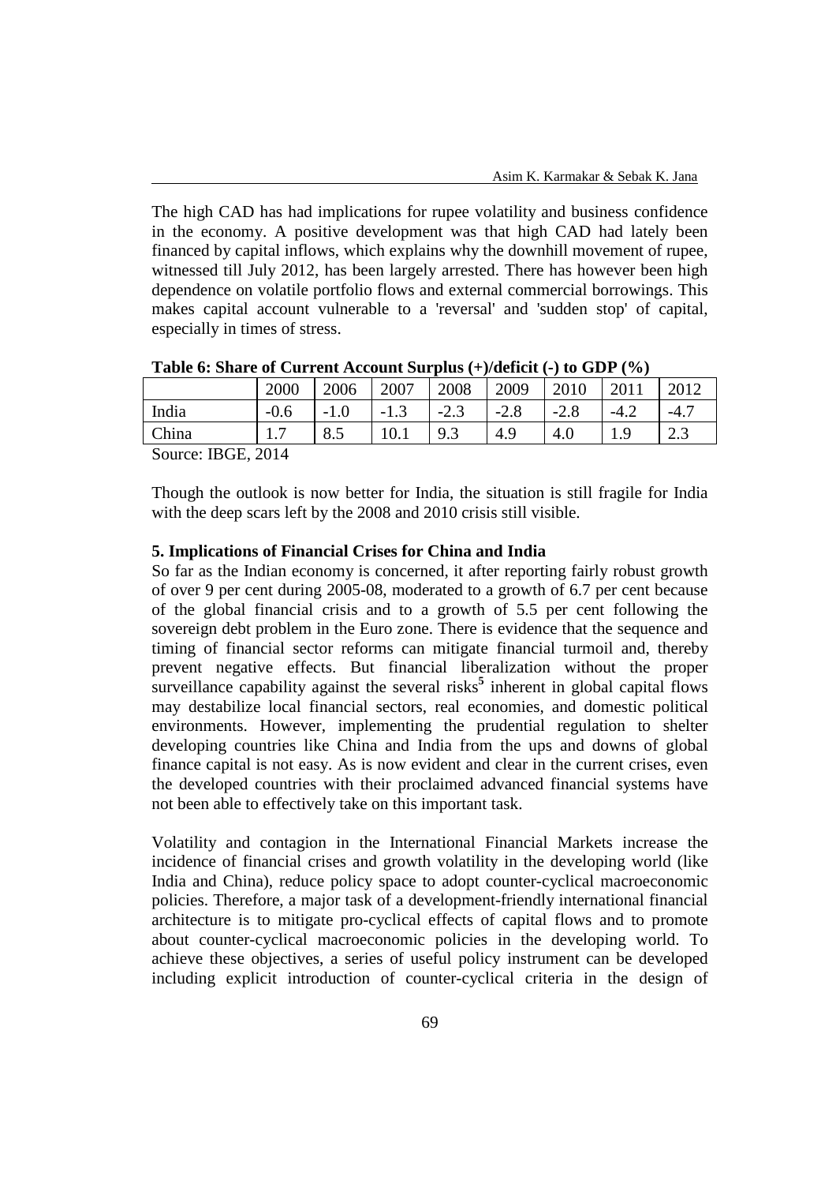The high CAD has had implications for rupee volatility and business confidence in the economy. A positive development was that high CAD had lately been financed by capital inflows, which explains why the downhill movement of rupee, witnessed till July 2012, has been largely arrested. There has however been high dependence on volatile portfolio flows and external commercial borrowings. This makes capital account vulnerable to a 'reversal' and 'sudden stop' of capital, especially in times of stress.

**Table 6: Share of Current Account Surplus (+)/deficit (-) to GDP (%)**

| | 2000 | 2006 | 2007 | 2008 | 2009 | 2010 | 2011 | 2012 |
|---|---|---|---|---|---|---|---|---|
| India | -0.6 | -1.0 | -1.3 | -2.3 | -2.8 | -2.8 | -4.2 | -4.7 |
| China | 1.7 | 8.5 | 10.1 | 9.3 | 4.9 | 4.0 | 1.9 | 2.3 |

Source: IBGE, 2014

Though the outlook is now better for India, the situation is still fragile for India with the deep scars left by the 2008 and 2010 crisis still visible.

**5. Implications of Financial Crises for China and India**

So far as the Indian economy is concerned, it after reporting fairly robust growth of over 9 per cent during 2005-08, moderated to a growth of 6.7 per cent because of the global financial crisis and to a growth of 5.5 per cent following the sovereign debt problem in the Euro zone. There is evidence that the sequence and timing of financial sector reforms can mitigate financial turmoil and, thereby prevent negative effects. But financial liberalization without the proper surveillance capability against the several risks[5] inherent in global capital flows may destabilize local financial sectors, real economies, and domestic political environments. However, implementing the prudential regulation to shelter developing countries like China and India from the ups and downs of global finance capital is not easy. As is now evident and clear in the current crises, even the developed countries with their proclaimed advanced financial systems have not been able to effectively take on this important task.

Volatility and contagion in the International Financial Markets increase the incidence of financial crises and growth volatility in the developing world (like India and China), reduce policy space to adopt counter-cyclical macroeconomic policies. Therefore, a major task of a development-friendly international financial architecture is to mitigate pro-cyclical effects of capital flows and to promote about counter-cyclical macroeconomic policies in the developing world. To achieve these objectives, a series of useful policy instrument can be developed including explicit introduction of counter-cyclical criteria in the design of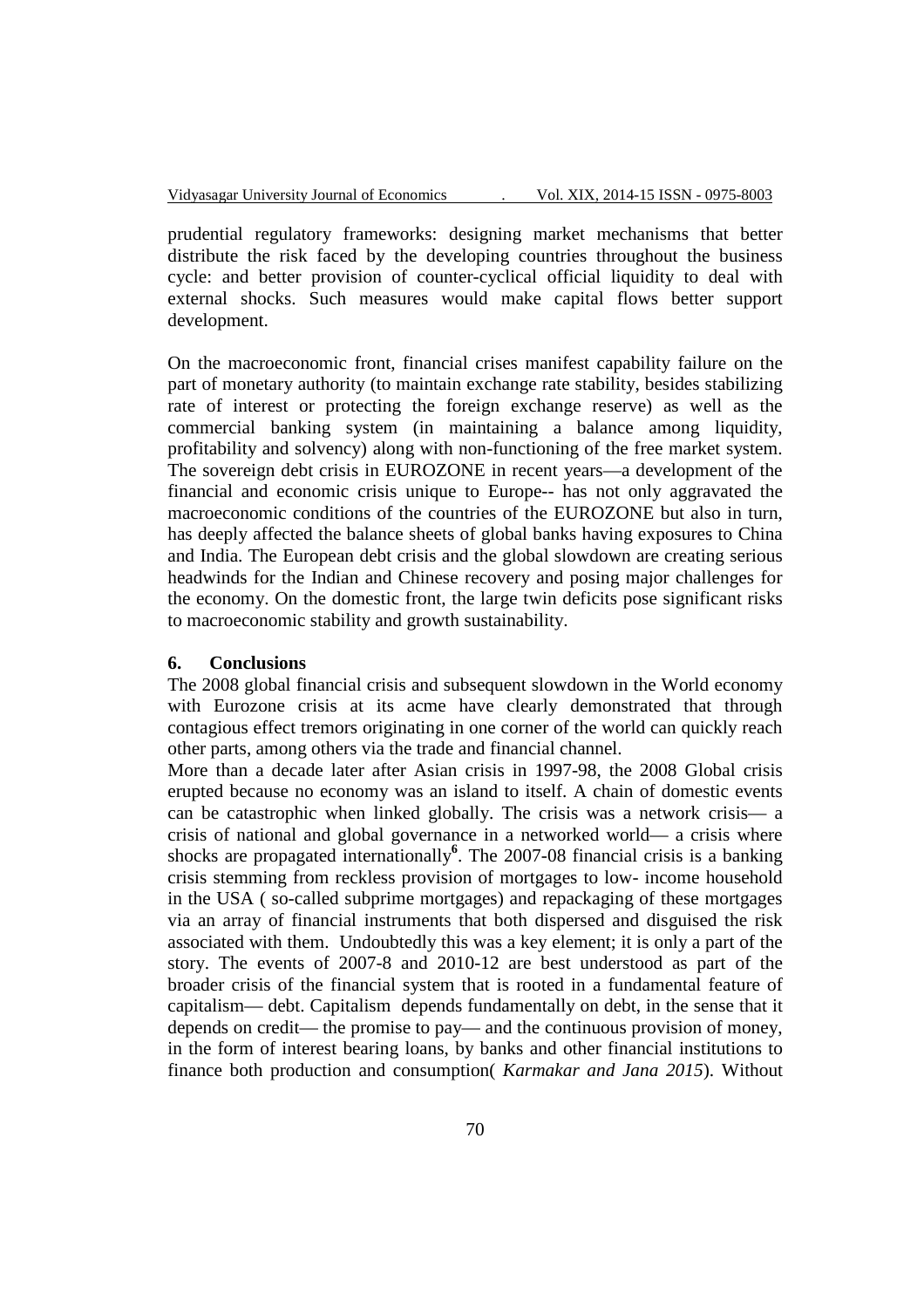prudential regulatory frameworks: designing market mechanisms that better distribute the risk faced by the developing countries throughout the business cycle: and better provision of counter-cyclical official liquidity to deal with external shocks. Such measures would make capital flows better support development.

On the macroeconomic front, financial crises manifest capability failure on the part of monetary authority (to maintain exchange rate stability, besides stabilizing rate of interest or protecting the foreign exchange reserve) as well as the commercial banking system (in maintaining a balance among liquidity, profitability and solvency) along with non-functioning of the free market system. The sovereign debt crisis in EUROZONE in recent years—a development of the financial and economic crisis unique to Europe-- has not only aggravated the macroeconomic conditions of the countries of the EUROZONE but also in turn, has deeply affected the balance sheets of global banks having exposures to China and India. The European debt crisis and the global slowdown are creating serious headwinds for the Indian and Chinese recovery and posing major challenges for the economy. On the domestic front, the large twin deficits pose significant risks to macroeconomic stability and growth sustainability.

## 6. Conclusions

The 2008 global financial crisis and subsequent slowdown in the World economy with Eurozone crisis at its acme have clearly demonstrated that through contagious effect tremors originating in one corner of the world can quickly reach other parts, among others via the trade and financial channel.

More than a decade later after Asian crisis in 1997-98, the 2008 Global crisis erupted because no economy was an island to itself. A chain of domestic events can be catastrophic when linked globally. The crisis was a network crisis— a crisis of national and global governance in a networked world— a crisis where shocks are propagated internationally[6]. The 2007-08 financial crisis is a banking crisis stemming from reckless provision of mortgages to low- income household in the USA ( so-called subprime mortgages) and repackaging of these mortgages via an array of financial instruments that both dispersed and disguised the risk associated with them. Undoubtedly this was a key element; it is only a part of the story. The events of 2007-8 and 2010-12 are best understood as part of the broader crisis of the financial system that is rooted in a fundamental feature of capitalism— debt. Capitalism depends fundamentally on debt, in the sense that it depends on credit— the promise to pay— and the continuous provision of money, in the form of interest bearing loans, by banks and other financial institutions to finance both production and consumption( *Karmakar and Jana 2015*). Without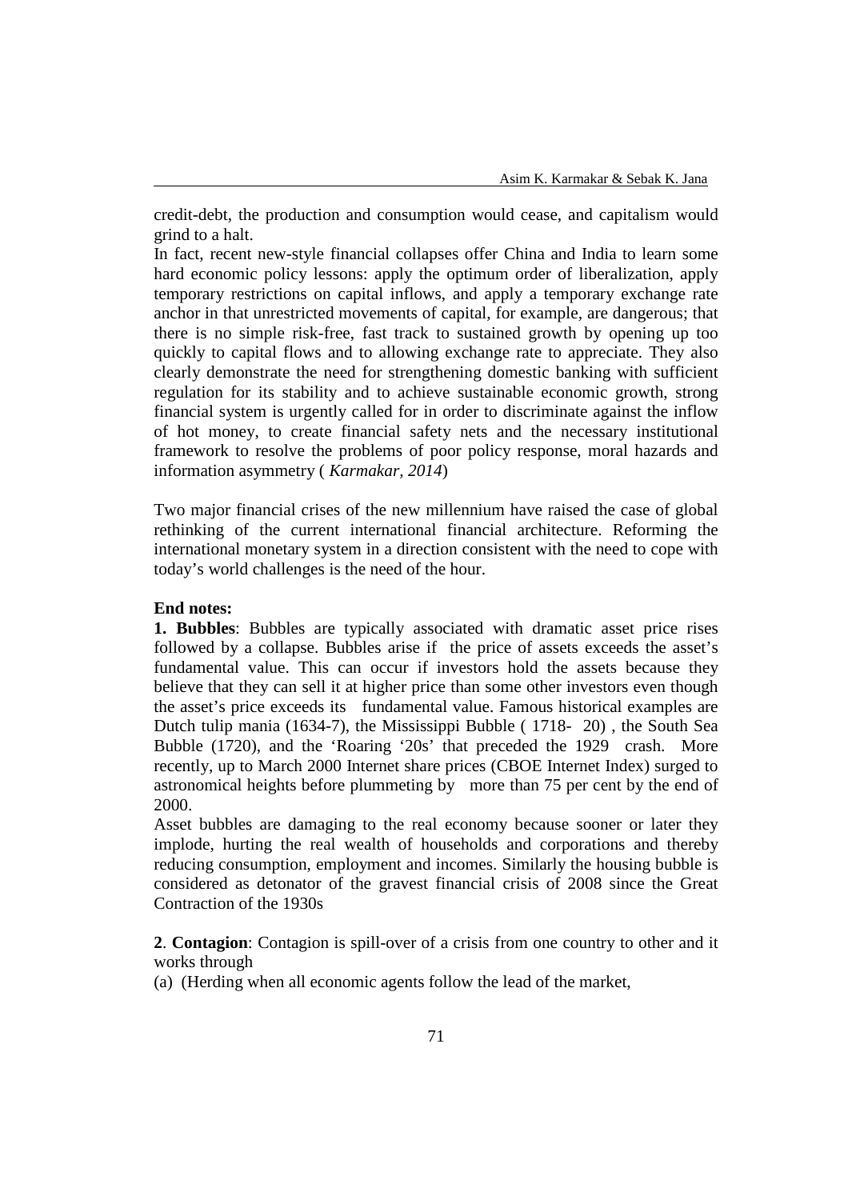credit-debt, the production and consumption would cease, and capitalism would grind to a halt.

In fact, recent new-style financial collapses offer China and India to learn some hard economic policy lessons: apply the optimum order of liberalization, apply temporary restrictions on capital inflows, and apply a temporary exchange rate anchor in that unrestricted movements of capital, for example, are dangerous; that there is no simple risk-free, fast track to sustained growth by opening up too quickly to capital flows and to allowing exchange rate to appreciate. They also clearly demonstrate the need for strengthening domestic banking with sufficient regulation for its stability and to achieve sustainable economic growth, strong financial system is urgently called for in order to discriminate against the inflow of hot money, to create financial safety nets and the necessary institutional framework to resolve the problems of poor policy response, moral hazards and information asymmetry ( *Karmakar, 2014*)

Two major financial crises of the new millennium have raised the case of global rethinking of the current international financial architecture. Reforming the international monetary system in a direction consistent with the need to cope with today's world challenges is the need of the hour.

**End notes:**

**1. Bubbles**: Bubbles are typically associated with dramatic asset price rises followed by a collapse. Bubbles arise if the price of assets exceeds the asset's fundamental value. This can occur if investors hold the assets because they believe that they can sell it at higher price than some other investors even though the asset's price exceeds its fundamental value. Famous historical examples are Dutch tulip mania (1634-7), the Mississippi Bubble ( 1718- 20) , the South Sea Bubble (1720), and the 'Roaring '20s' that preceded the 1929 crash. More recently, up to March 2000 Internet share prices (CBOE Internet Index) surged to astronomical heights before plummeting by more than 75 per cent by the end of 2000.

Asset bubbles are damaging to the real economy because sooner or later they implode, hurting the real wealth of households and corporations and thereby reducing consumption, employment and incomes. Similarly the housing bubble is considered as detonator of the gravest financial crisis of 2008 since the Great Contraction of the 1930s

**2**. **Contagion**: Contagion is spill-over of a crisis from one country to other and it works through

(a) (Herding when all economic agents follow the lead of the market,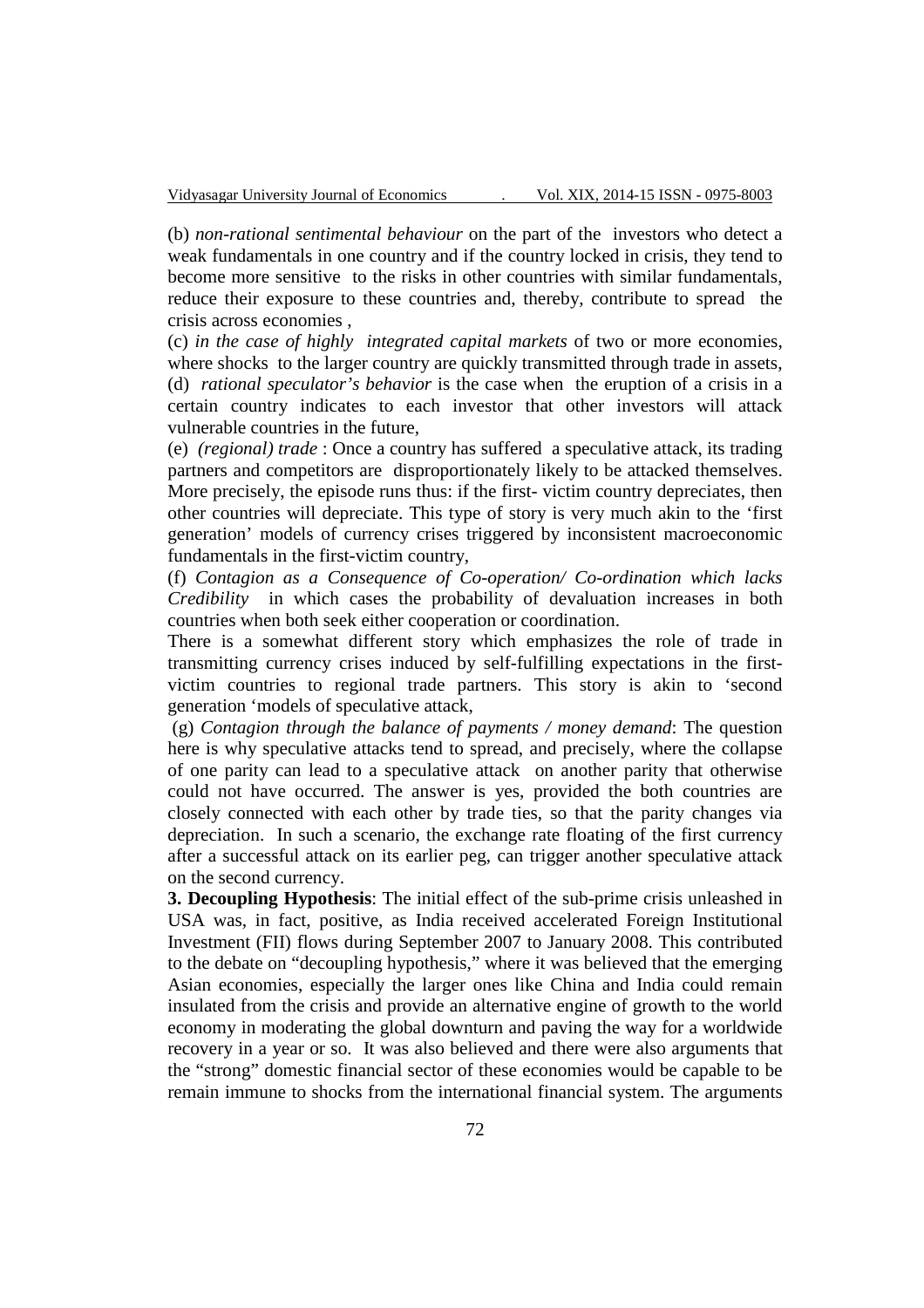(b) *non-rational sentimental behaviour* on the part of the investors who detect a weak fundamentals in one country and if the country locked in crisis, they tend to become more sensitive to the risks in other countries with similar fundamentals, reduce their exposure to these countries and, thereby, contribute to spread the crisis across economies ,

(c) *in the case of highly integrated capital markets* of two or more economies, where shocks to the larger country are quickly transmitted through trade in assets,

(d) *rational speculator's behavior* is the case when the eruption of a crisis in a certain country indicates to each investor that other investors will attack vulnerable countries in the future,

(e) *(regional) trade* : Once a country has suffered a speculative attack, its trading partners and competitors are disproportionately likely to be attacked themselves. More precisely, the episode runs thus: if the first- victim country depreciates, then other countries will depreciate. This type of story is very much akin to the 'first generation' models of currency crises triggered by inconsistent macroeconomic fundamentals in the first-victim country,

(f) *Contagion as a Consequence of Co-operation/ Co-ordination which lacks Credibility* in which cases the probability of devaluation increases in both countries when both seek either cooperation or coordination.

There is a somewhat different story which emphasizes the role of trade in transmitting currency crises induced by self-fulfilling expectations in the first-victim countries to regional trade partners. This story is akin to 'second generation 'models of speculative attack,

(g) *Contagion through the balance of payments / money demand*: The question here is why speculative attacks tend to spread, and precisely, where the collapse of one parity can lead to a speculative attack on another parity that otherwise could not have occurred. The answer is yes, provided the both countries are closely connected with each other by trade ties, so that the parity changes via depreciation. In such a scenario, the exchange rate floating of the first currency after a successful attack on its earlier peg, can trigger another speculative attack on the second currency.

**3. Decoupling Hypothesis**: The initial effect of the sub-prime crisis unleashed in USA was, in fact, positive, as India received accelerated Foreign Institutional Investment (FII) flows during September 2007 to January 2008. This contributed to the debate on "decoupling hypothesis," where it was believed that the emerging Asian economies, especially the larger ones like China and India could remain insulated from the crisis and provide an alternative engine of growth to the world economy in moderating the global downturn and paving the way for a worldwide recovery in a year or so. It was also believed and there were also arguments that the "strong" domestic financial sector of these economies would be capable to be remain immune to shocks from the international financial system. The arguments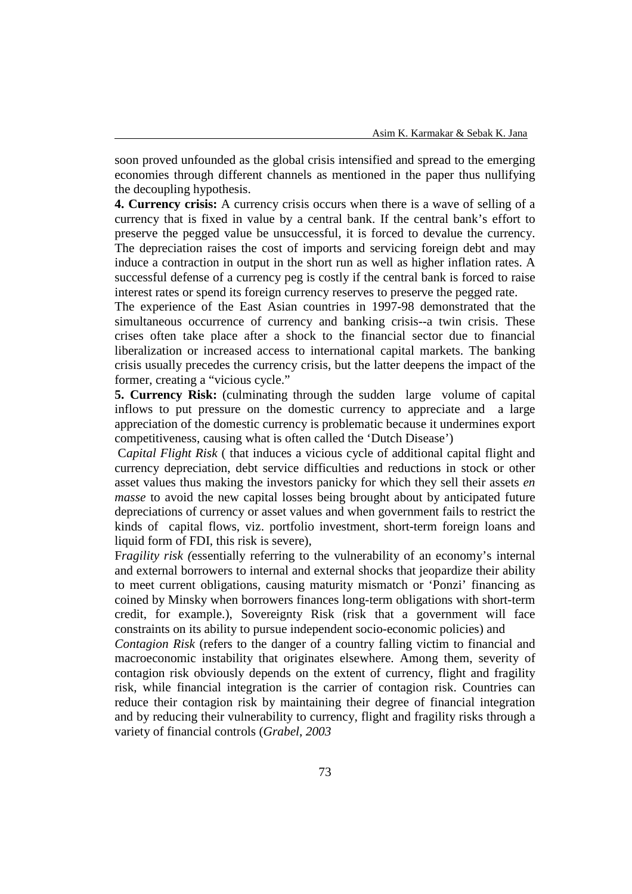soon proved unfounded as the global crisis intensified and spread to the emerging economies through different channels as mentioned in the paper thus nullifying the decoupling hypothesis.

**4. Currency crisis:** A currency crisis occurs when there is a wave of selling of a currency that is fixed in value by a central bank. If the central bank's effort to preserve the pegged value be unsuccessful, it is forced to devalue the currency. The depreciation raises the cost of imports and servicing foreign debt and may induce a contraction in output in the short run as well as higher inflation rates. A successful defense of a currency peg is costly if the central bank is forced to raise interest rates or spend its foreign currency reserves to preserve the pegged rate.

The experience of the East Asian countries in 1997-98 demonstrated that the simultaneous occurrence of currency and banking crisis--a twin crisis. These crises often take place after a shock to the financial sector due to financial liberalization or increased access to international capital markets. The banking crisis usually precedes the currency crisis, but the latter deepens the impact of the former, creating a "vicious cycle."

**5. Currency Risk:** (culminating through the sudden large volume of capital inflows to put pressure on the domestic currency to appreciate and a large appreciation of the domestic currency is problematic because it undermines export competitiveness, causing what is often called the 'Dutch Disease')

C*apital Flight Risk* ( that induces a vicious cycle of additional capital flight and currency depreciation, debt service difficulties and reductions in stock or other asset values thus making the investors panicky for which they sell their assets *en masse* to avoid the new capital losses being brought about by anticipated future depreciations of currency or asset values and when government fails to restrict the kinds of capital flows, viz. portfolio investment, short-term foreign loans and liquid form of FDI, this risk is severe),

F*ragility risk (*essentially referring to the vulnerability of an economy's internal and external borrowers to internal and external shocks that jeopardize their ability to meet current obligations, causing maturity mismatch or 'Ponzi' financing as coined by Minsky when borrowers finances long-term obligations with short-term credit, for example.), Sovereignty Risk (risk that a government will face constraints on its ability to pursue independent socio-economic policies) and

*Contagion Risk* (refers to the danger of a country falling victim to financial and macroeconomic instability that originates elsewhere. Among them, severity of contagion risk obviously depends on the extent of currency, flight and fragility risk, while financial integration is the carrier of contagion risk. Countries can reduce their contagion risk by maintaining their degree of financial integration and by reducing their vulnerability to currency, flight and fragility risks through a variety of financial controls (*Grabel, 2003*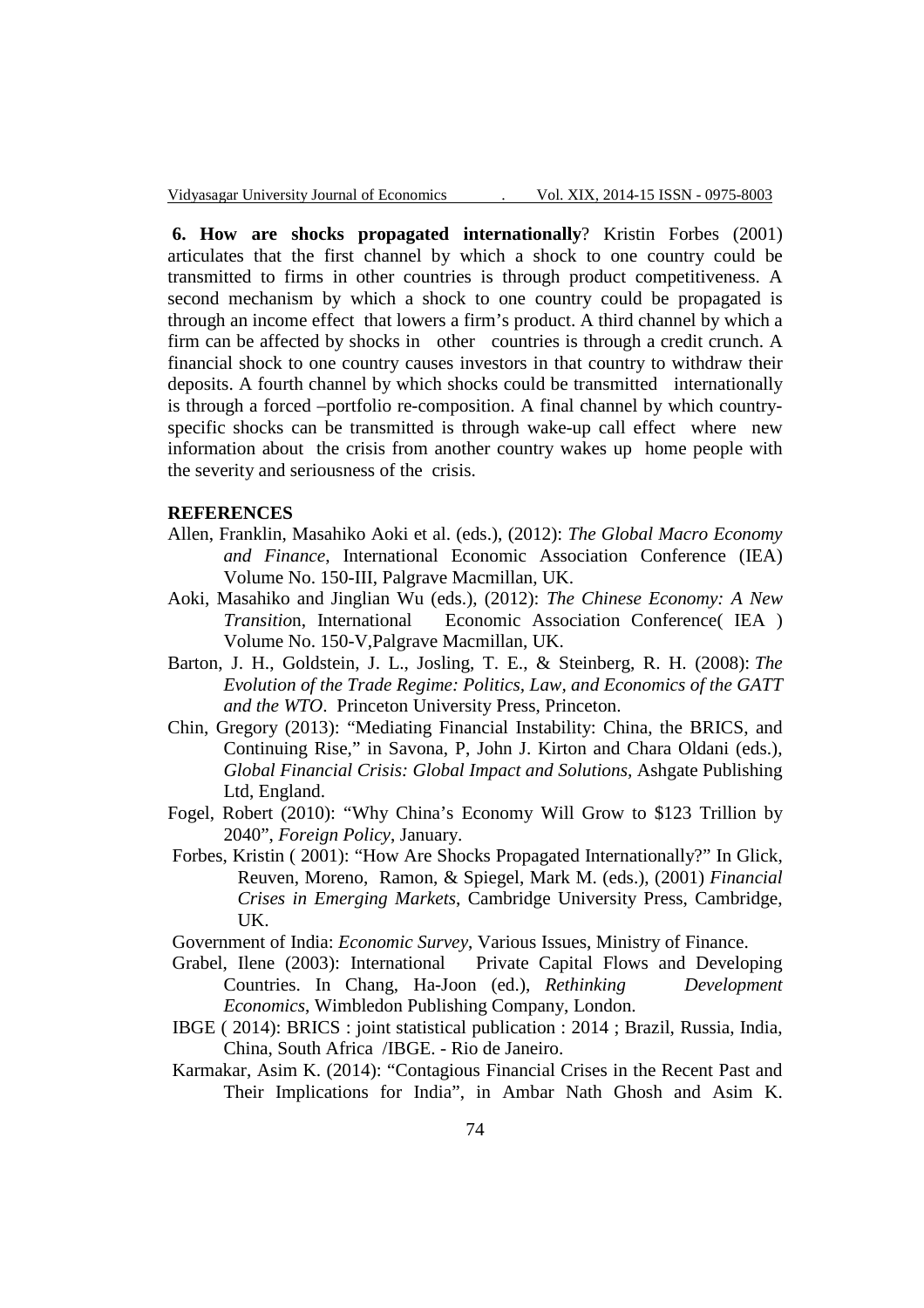**6. How are shocks propagated internationally**? Kristin Forbes (2001) articulates that the first channel by which a shock to one country could be transmitted to firms in other countries is through product competitiveness. A second mechanism by which a shock to one country could be propagated is through an income effect that lowers a firm's product. A third channel by which a firm can be affected by shocks in other countries is through a credit crunch. A financial shock to one country causes investors in that country to withdraw their deposits. A fourth channel by which shocks could be transmitted internationally is through a forced –portfolio re-composition. A final channel by which country-specific shocks can be transmitted is through wake-up call effect where new information about the crisis from another country wakes up home people with the severity and seriousness of the crisis.

## REFERENCES

Allen, Franklin, Masahiko Aoki et al. (eds.), (2012): *The Global Macro Economy and Finance*, International Economic Association Conference (IEA) Volume No. 150-III, Palgrave Macmillan, UK.

Aoki, Masahiko and Jinglian Wu (eds.), (2012): *The Chinese Economy: A New Transition*, International Economic Association Conference( IEA ) Volume No. 150-V,Palgrave Macmillan, UK.

Barton, J. H., Goldstein, J. L., Josling, T. E., & Steinberg, R. H. (2008): *The Evolution of the Trade Regime: Politics, Law, and Economics of the GATT and the WTO*. Princeton University Press, Princeton.

Chin, Gregory (2013): "Mediating Financial Instability: China, the BRICS, and Continuing Rise," in Savona, P, John J. Kirton and Chara Oldani (eds.), *Global Financial Crisis: Global Impact and Solutions*, Ashgate Publishing Ltd, England.

Fogel, Robert (2010): "Why China's Economy Will Grow to $123 Trillion by 2040", *Foreign Policy*, January.

Forbes, Kristin ( 2001): "How Are Shocks Propagated Internationally?" In Glick, Reuven, Moreno, Ramon, & Spiegel, Mark M. (eds.), (2001) *Financial Crises in Emerging Markets*, Cambridge University Press, Cambridge, UK.

Government of India: *Economic Survey*, Various Issues, Ministry of Finance.

Grabel, Ilene (2003): International Private Capital Flows and Developing Countries. In Chang, Ha-Joon (ed.), *Rethinking Development Economics*, Wimbledon Publishing Company, London.

IBGE ( 2014): BRICS : joint statistical publication : 2014 ; Brazil, Russia, India, China, South Africa /IBGE. - Rio de Janeiro.

Karmakar, Asim K. (2014): "Contagious Financial Crises in the Recent Past and Their Implications for India", in Ambar Nath Ghosh and Asim K.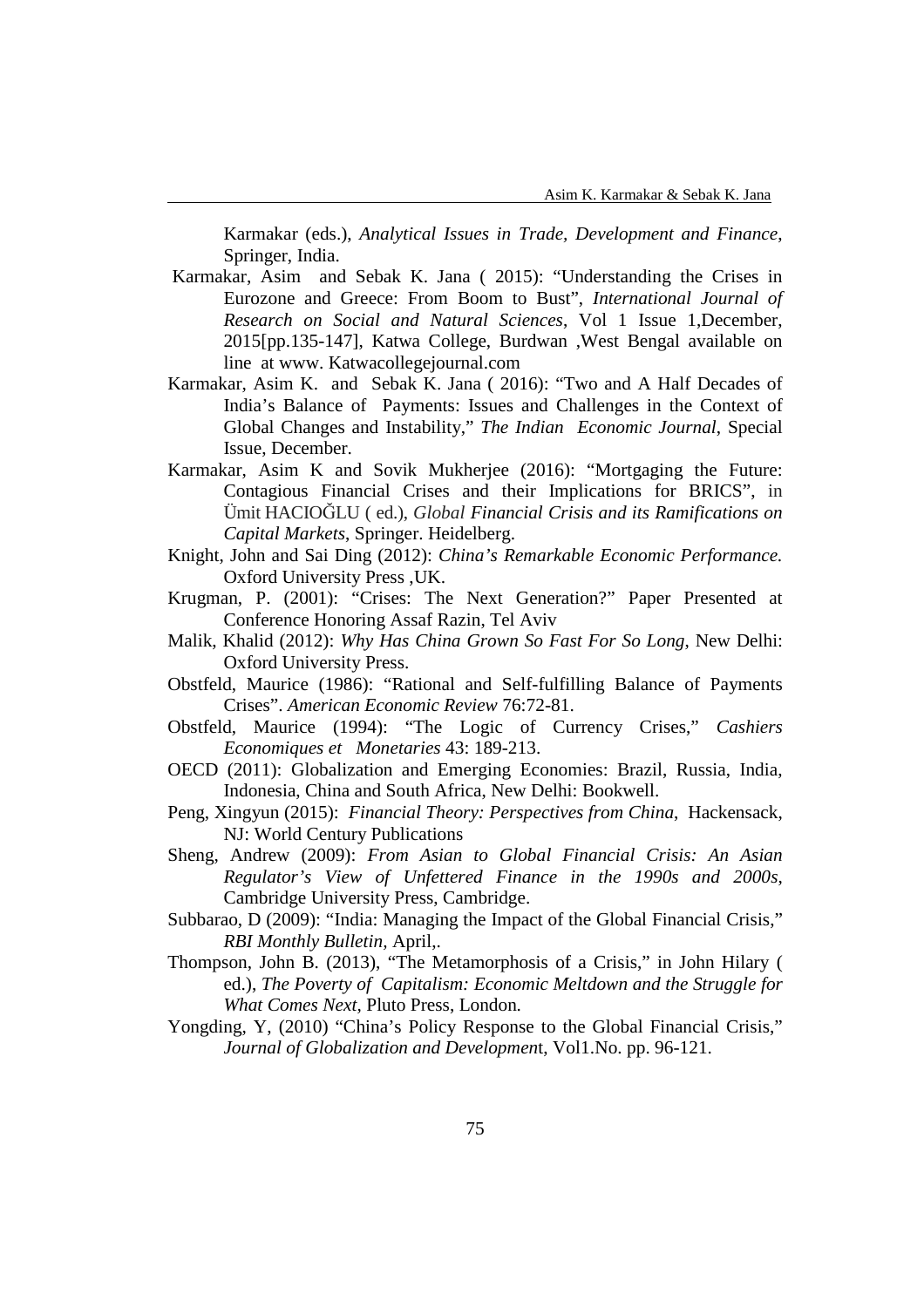Karmakar (eds.), *Analytical Issues in Trade, Development and Finance*, Springer, India.

Karmakar, Asim and Sebak K. Jana ( 2015): "Understanding the Crises in Eurozone and Greece: From Boom to Bust", *International Journal of Research on Social and Natural Sciences*, Vol 1 Issue 1,December, 2015[pp.135-147], Katwa College, Burdwan ,West Bengal available on line at www. Katwacollegejournal.com

Karmakar, Asim K. and Sebak K. Jana ( 2016): "Two and A Half Decades of India's Balance of Payments: Issues and Challenges in the Context of Global Changes and Instability," *The Indian Economic Journal*, Special Issue, December.

Karmakar, Asim K and Sovik Mukherjee (2016): "Mortgaging the Future: Contagious Financial Crises and their Implications for BRICS", in Ümit HACIOĞLU ( ed.), *Global Financial Crisis and its Ramifications on Capital Markets*, Springer. Heidelberg.

Knight, John and Sai Ding (2012): *China's Remarkable Economic Performance.* Oxford University Press ,UK.

Krugman, P. (2001): "Crises: The Next Generation?" Paper Presented at Conference Honoring Assaf Razin, Tel Aviv

Malik, Khalid (2012): *Why Has China Grown So Fast For So Long*, New Delhi: Oxford University Press.

Obstfeld, Maurice (1986): "Rational and Self-fulfilling Balance of Payments Crises". *American Economic Review* 76:72-81.

Obstfeld, Maurice (1994): "The Logic of Currency Crises," *Cashiers Economiques et Monetaries* 43: 189-213.

OECD (2011): Globalization and Emerging Economies: Brazil, Russia, India, Indonesia, China and South Africa, New Delhi: Bookwell.

Peng, Xingyun (2015): *Financial Theory: Perspectives from China*, Hackensack, NJ: World Century Publications

Sheng, Andrew (2009): *From Asian to Global Financial Crisis: An Asian Regulator's View of Unfettered Finance in the 1990s and 2000s*, Cambridge University Press, Cambridge.

Subbarao, D (2009): "India: Managing the Impact of the Global Financial Crisis," *RBI Monthly Bulletin*, April,.

Thompson, John B. (2013), "The Metamorphosis of a Crisis," in John Hilary ( ed.), *The Poverty of Capitalism: Economic Meltdown and the Struggle for What Comes Next*, Pluto Press, London.

Yongding, Y, (2010) "China's Policy Response to the Global Financial Crisis," *Journal of Globalization and Developmen*t, Vol1.No. pp. 96-121.